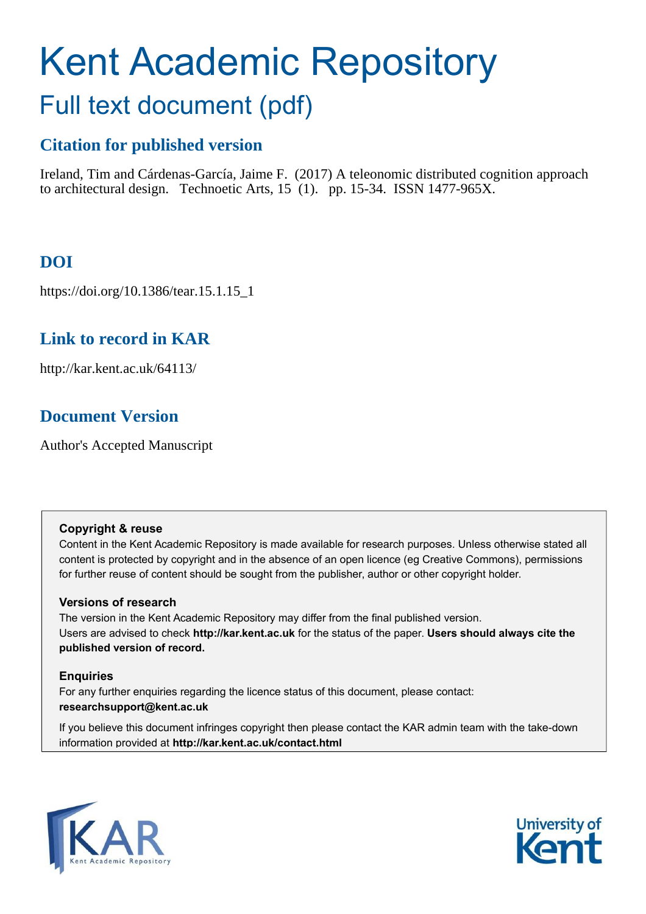# Kent Academic Repository

## Full text document (pdf)

### Citation for published version

Ireland, Tim and Cárdenas-García, Jaime F. (2017) A teleonomic distributed cognition approach to architectural design. Technoetic Arts, 15 (1). pp. 15-34. ISSN 1477-965X.

### DOI

https://doi.org/10.1386/tear.15.1.15_1

### Link to record in KAR

http://kar.kent.ac.uk/64113/

### Document Version

Author's Accepted Manuscript

**Copyright & reuse**

Content in the Kent Academic Repository is made available for research purposes. Unless otherwise stated all content is protected by copyright and in the absence of an open licence (eg Creative Commons), permissions for further reuse of content should be sought from the publisher, author or other copyright holder.

**Versions of research**

The version in the Kent Academic Repository may differ from the final published version. Users are advised to check **http://kar.kent.ac.uk** for the status of the paper. **Users should always cite the published version of record.**

**Enquiries**

For any further enquiries regarding the licence status of this document, please contact: **researchsupport@kent.ac.uk**

If you believe this document infringes copyright then please contact the KAR admin team with the take-down information provided at **http://kar.kent.ac.uk/contact.html**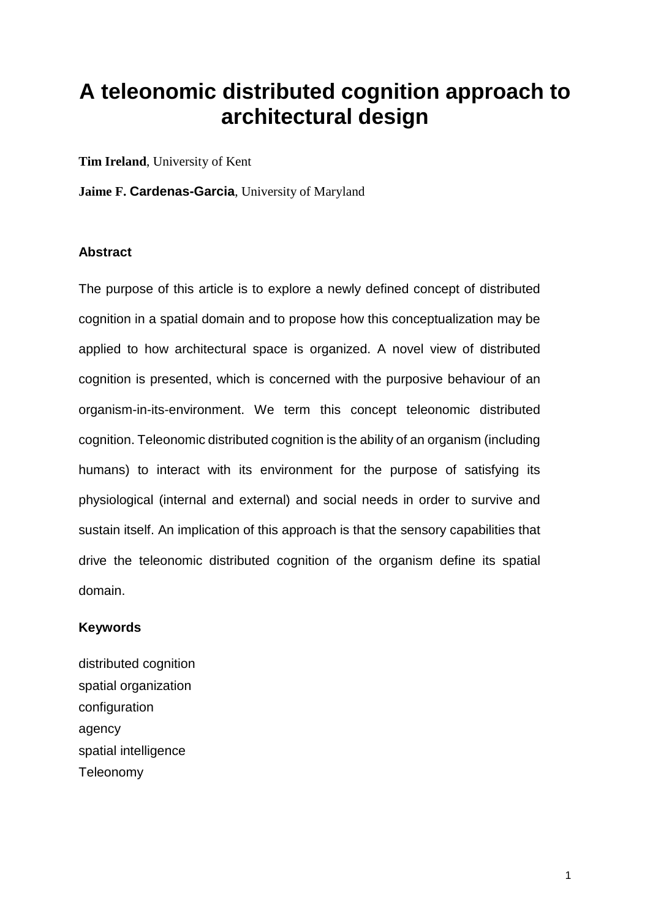# A teleonomic distributed cognition approach to architectural design

**Tim Ireland**, University of Kent

**Jaime F. Cardenas-Garcia**, University of Maryland

### Abstract

The purpose of this article is to explore a newly defined concept of distributed cognition in a spatial domain and to propose how this conceptualization may be applied to how architectural space is organized. A novel view of distributed cognition is presented, which is concerned with the purposive behaviour of an organism-in-its-environment. We term this concept teleonomic distributed cognition. Teleonomic distributed cognition is the ability of an organism (including humans) to interact with its environment for the purpose of satisfying its physiological (internal and external) and social needs in order to survive and sustain itself. An implication of this approach is that the sensory capabilities that drive the teleonomic distributed cognition of the organism define its spatial domain.

### Keywords

distributed cognition
spatial organization
configuration
agency
spatial intelligence
Teleonomy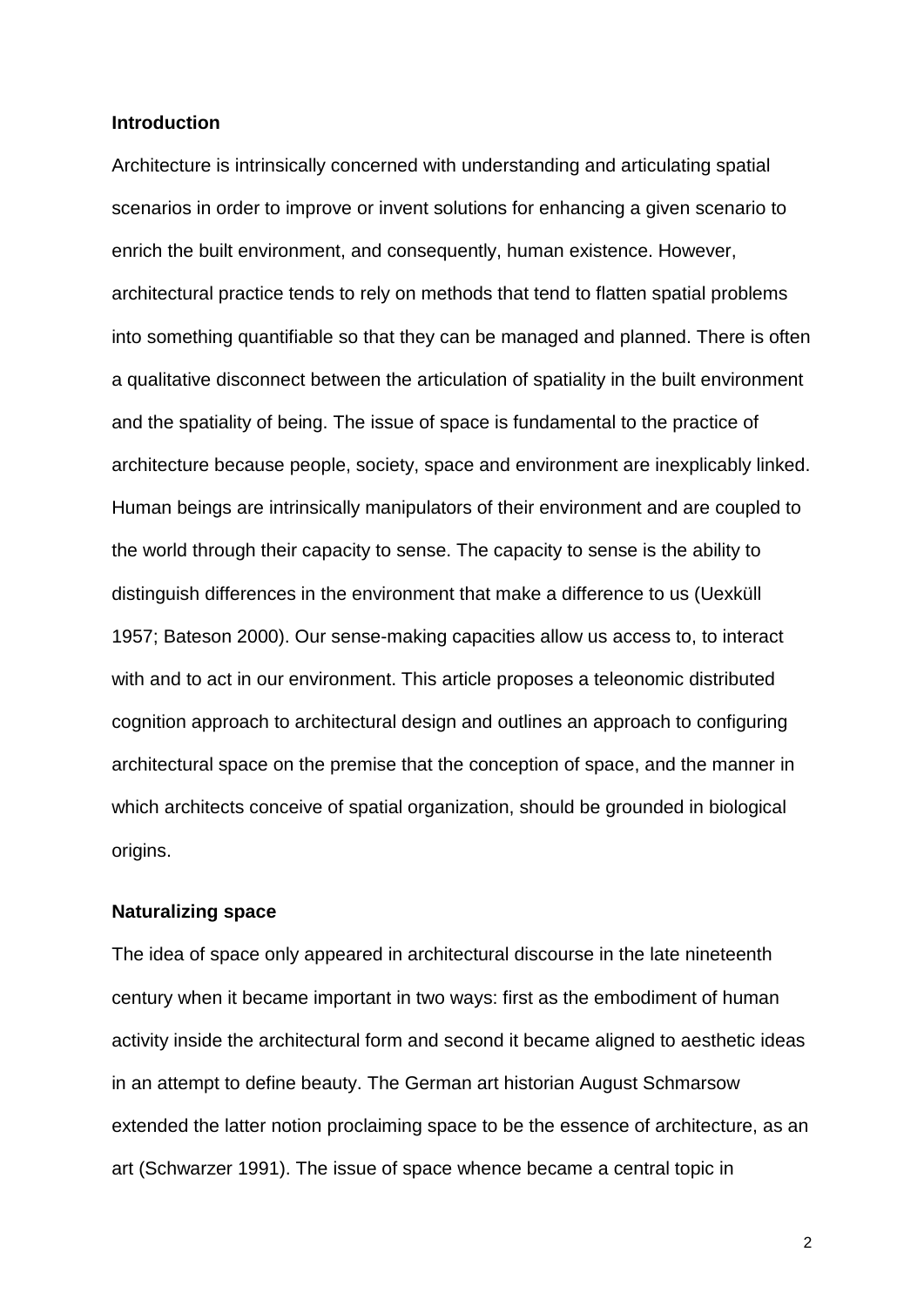## Introduction

Architecture is intrinsically concerned with understanding and articulating spatial scenarios in order to improve or invent solutions for enhancing a given scenario to enrich the built environment, and consequently, human existence. However, architectural practice tends to rely on methods that tend to flatten spatial problems into something quantifiable so that they can be managed and planned. There is often a qualitative disconnect between the articulation of spatiality in the built environment and the spatiality of being. The issue of space is fundamental to the practice of architecture because people, society, space and environment are inexplicably linked. Human beings are intrinsically manipulators of their environment and are coupled to the world through their capacity to sense. The capacity to sense is the ability to distinguish differences in the environment that make a difference to us (Uexküll 1957; Bateson 2000). Our sense-making capacities allow us access to, to interact with and to act in our environment. This article proposes a teleonomic distributed cognition approach to architectural design and outlines an approach to configuring architectural space on the premise that the conception of space, and the manner in which architects conceive of spatial organization, should be grounded in biological origins.

## Naturalizing space

The idea of space only appeared in architectural discourse in the late nineteenth century when it became important in two ways: first as the embodiment of human activity inside the architectural form and second it became aligned to aesthetic ideas in an attempt to define beauty. The German art historian August Schmarsow extended the latter notion proclaiming space to be the essence of architecture, as an art (Schwarzer 1991). The issue of space whence became a central topic in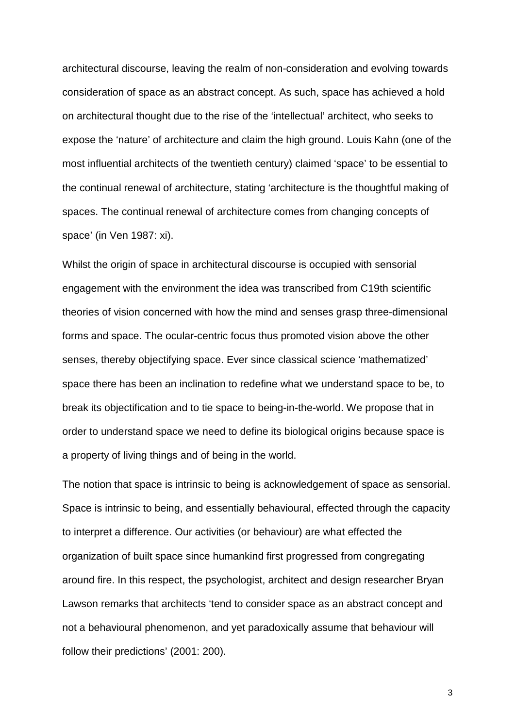architectural discourse, leaving the realm of non-consideration and evolving towards consideration of space as an abstract concept. As such, space has achieved a hold on architectural thought due to the rise of the 'intellectual' architect, who seeks to expose the 'nature' of architecture and claim the high ground. Louis Kahn (one of the most influential architects of the twentieth century) claimed 'space' to be essential to the continual renewal of architecture, stating 'architecture is the thoughtful making of spaces. The continual renewal of architecture comes from changing concepts of space' (in Ven 1987: xi).

Whilst the origin of space in architectural discourse is occupied with sensorial engagement with the environment the idea was transcribed from C19th scientific theories of vision concerned with how the mind and senses grasp three-dimensional forms and space. The ocular-centric focus thus promoted vision above the other senses, thereby objectifying space. Ever since classical science 'mathematized' space there has been an inclination to redefine what we understand space to be, to break its objectification and to tie space to being-in-the-world. We propose that in order to understand space we need to define its biological origins because space is a property of living things and of being in the world.

The notion that space is intrinsic to being is acknowledgement of space as sensorial. Space is intrinsic to being, and essentially behavioural, effected through the capacity to interpret a difference. Our activities (or behaviour) are what effected the organization of built space since humankind first progressed from congregating around fire. In this respect, the psychologist, architect and design researcher Bryan Lawson remarks that architects 'tend to consider space as an abstract concept and not a behavioural phenomenon, and yet paradoxically assume that behaviour will follow their predictions' (2001: 200).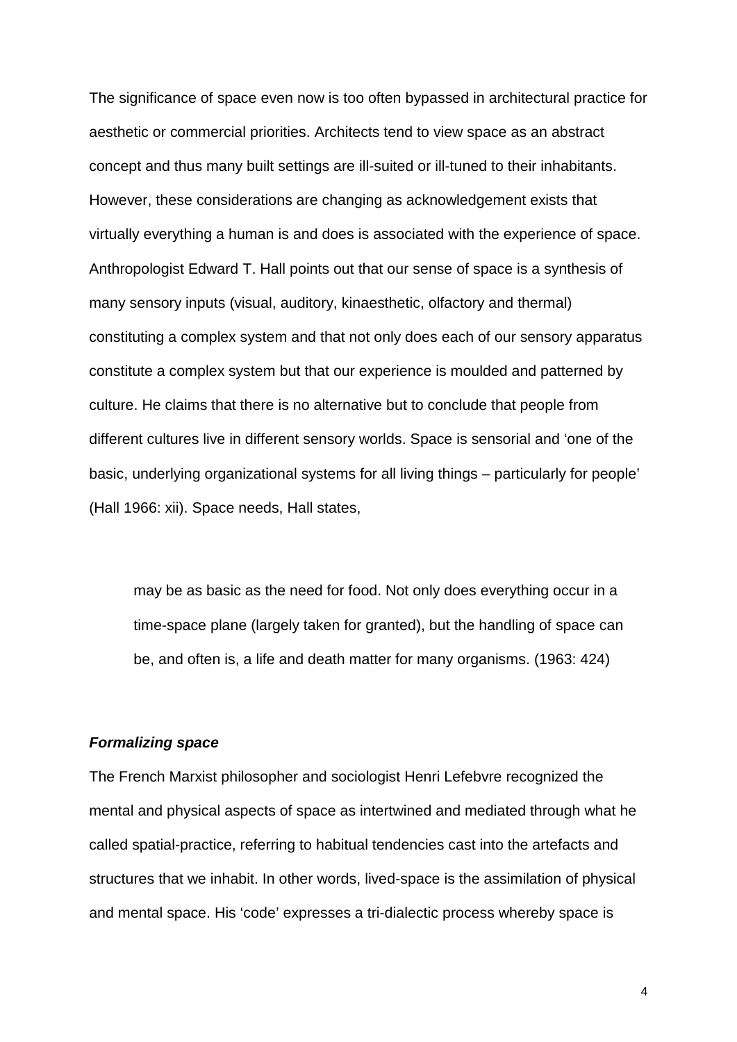The significance of space even now is too often bypassed in architectural practice for aesthetic or commercial priorities. Architects tend to view space as an abstract concept and thus many built settings are ill-suited or ill-tuned to their inhabitants. However, these considerations are changing as acknowledgement exists that virtually everything a human is and does is associated with the experience of space. Anthropologist Edward T. Hall points out that our sense of space is a synthesis of many sensory inputs (visual, auditory, kinaesthetic, olfactory and thermal) constituting a complex system and that not only does each of our sensory apparatus constitute a complex system but that our experience is moulded and patterned by culture. He claims that there is no alternative but to conclude that people from different cultures live in different sensory worlds. Space is sensorial and 'one of the basic, underlying organizational systems for all living things – particularly for people' (Hall 1966: xii). Space needs, Hall states,

> may be as basic as the need for food. Not only does everything occur in a time-space plane (largely taken for granted), but the handling of space can be, and often is, a life and death matter for many organisms. (1963: 424)

### *Formalizing space*

The French Marxist philosopher and sociologist Henri Lefebvre recognized the mental and physical aspects of space as intertwined and mediated through what he called spatial-practice, referring to habitual tendencies cast into the artefacts and structures that we inhabit. In other words, lived-space is the assimilation of physical and mental space. His 'code' expresses a tri-dialectic process whereby space is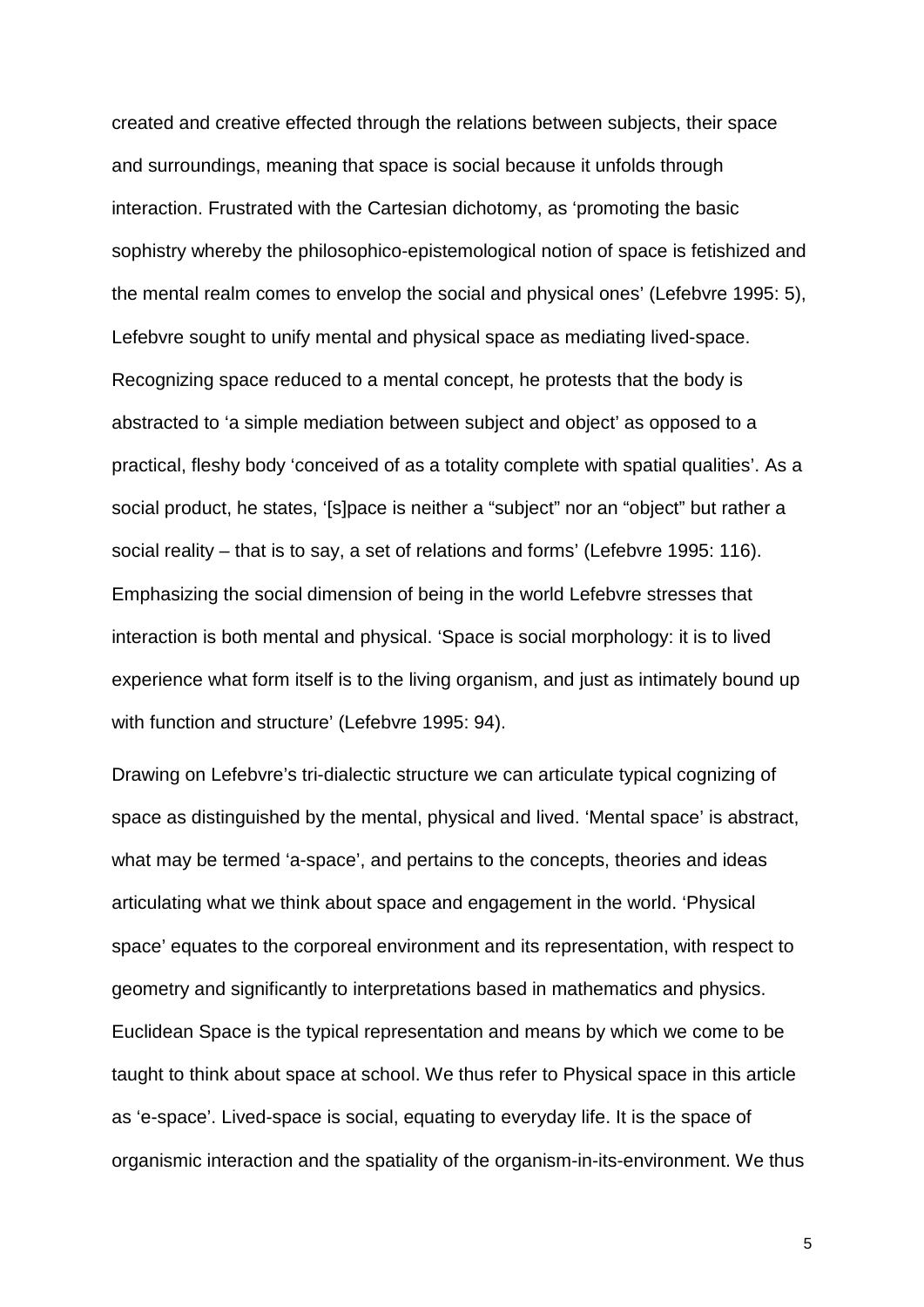created and creative effected through the relations between subjects, their space and surroundings, meaning that space is social because it unfolds through interaction. Frustrated with the Cartesian dichotomy, as 'promoting the basic sophistry whereby the philosophico-epistemological notion of space is fetishized and the mental realm comes to envelop the social and physical ones' (Lefebvre 1995: 5), Lefebvre sought to unify mental and physical space as mediating lived-space. Recognizing space reduced to a mental concept, he protests that the body is abstracted to 'a simple mediation between subject and object' as opposed to a practical, fleshy body 'conceived of as a totality complete with spatial qualities'. As a social product, he states, '[s]pace is neither a "subject" nor an "object" but rather a social reality – that is to say, a set of relations and forms' (Lefebvre 1995: 116). Emphasizing the social dimension of being in the world Lefebvre stresses that interaction is both mental and physical. 'Space is social morphology: it is to lived experience what form itself is to the living organism, and just as intimately bound up with function and structure' (Lefebvre 1995: 94).

Drawing on Lefebvre's tri-dialectic structure we can articulate typical cognizing of space as distinguished by the mental, physical and lived. 'Mental space' is abstract, what may be termed 'a-space', and pertains to the concepts, theories and ideas articulating what we think about space and engagement in the world. 'Physical space' equates to the corporeal environment and its representation, with respect to geometry and significantly to interpretations based in mathematics and physics. Euclidean Space is the typical representation and means by which we come to be taught to think about space at school. We thus refer to Physical space in this article as 'e-space'. Lived-space is social, equating to everyday life. It is the space of organismic interaction and the spatiality of the organism-in-its-environment. We thus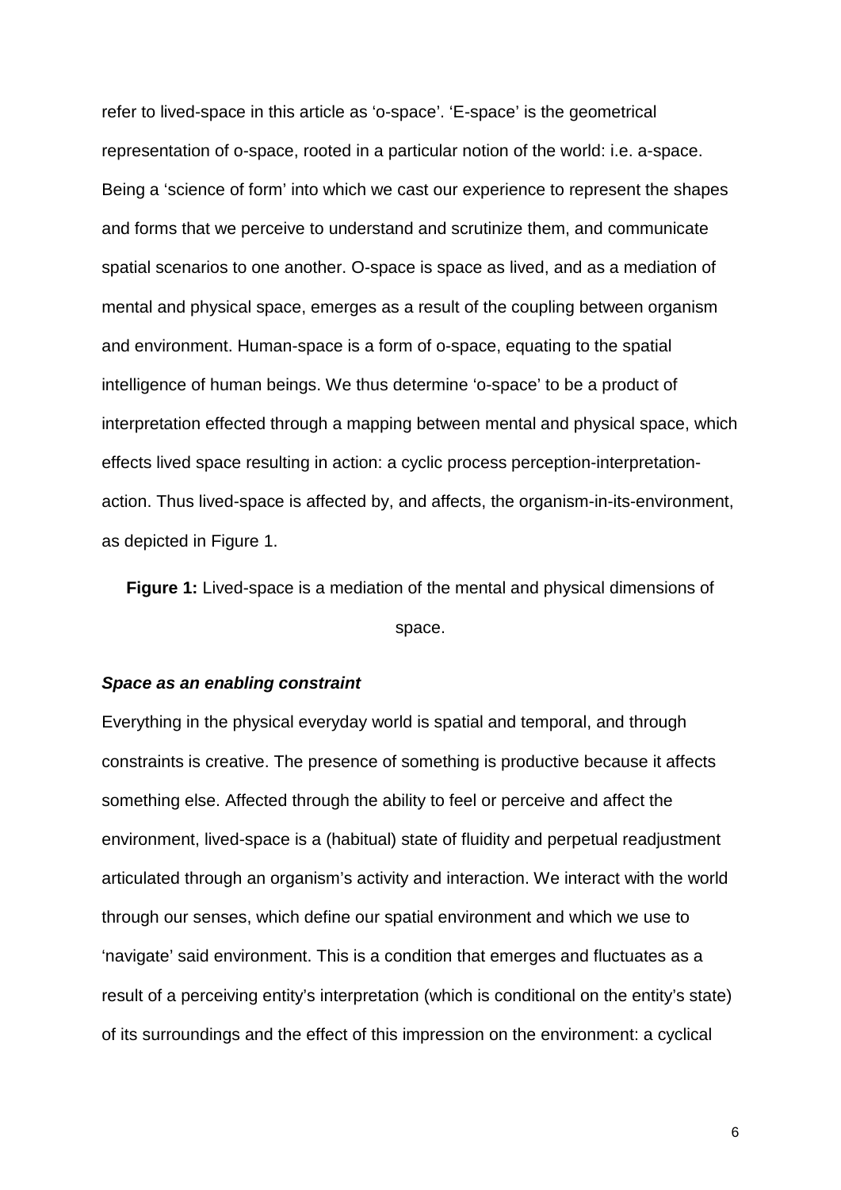refer to lived-space in this article as 'o-space'. 'E-space' is the geometrical representation of o-space, rooted in a particular notion of the world: i.e. a-space. Being a 'science of form' into which we cast our experience to represent the shapes and forms that we perceive to understand and scrutinize them, and communicate spatial scenarios to one another. O-space is space as lived, and as a mediation of mental and physical space, emerges as a result of the coupling between organism and environment. Human-space is a form of o-space, equating to the spatial intelligence of human beings. We thus determine 'o-space' to be a product of interpretation effected through a mapping between mental and physical space, which effects lived space resulting in action: a cyclic process perception-interpretation-action. Thus lived-space is affected by, and affects, the organism-in-its-environment, as depicted in Figure 1.

**Figure 1:** Lived-space is a mediation of the mental and physical dimensions of space.

### ***Space as an enabling constraint***

Everything in the physical everyday world is spatial and temporal, and through constraints is creative. The presence of something is productive because it affects something else. Affected through the ability to feel or perceive and affect the environment, lived-space is a (habitual) state of fluidity and perpetual readjustment articulated through an organism's activity and interaction. We interact with the world through our senses, which define our spatial environment and which we use to 'navigate' said environment. This is a condition that emerges and fluctuates as a result of a perceiving entity's interpretation (which is conditional on the entity's state) of its surroundings and the effect of this impression on the environment: a cyclical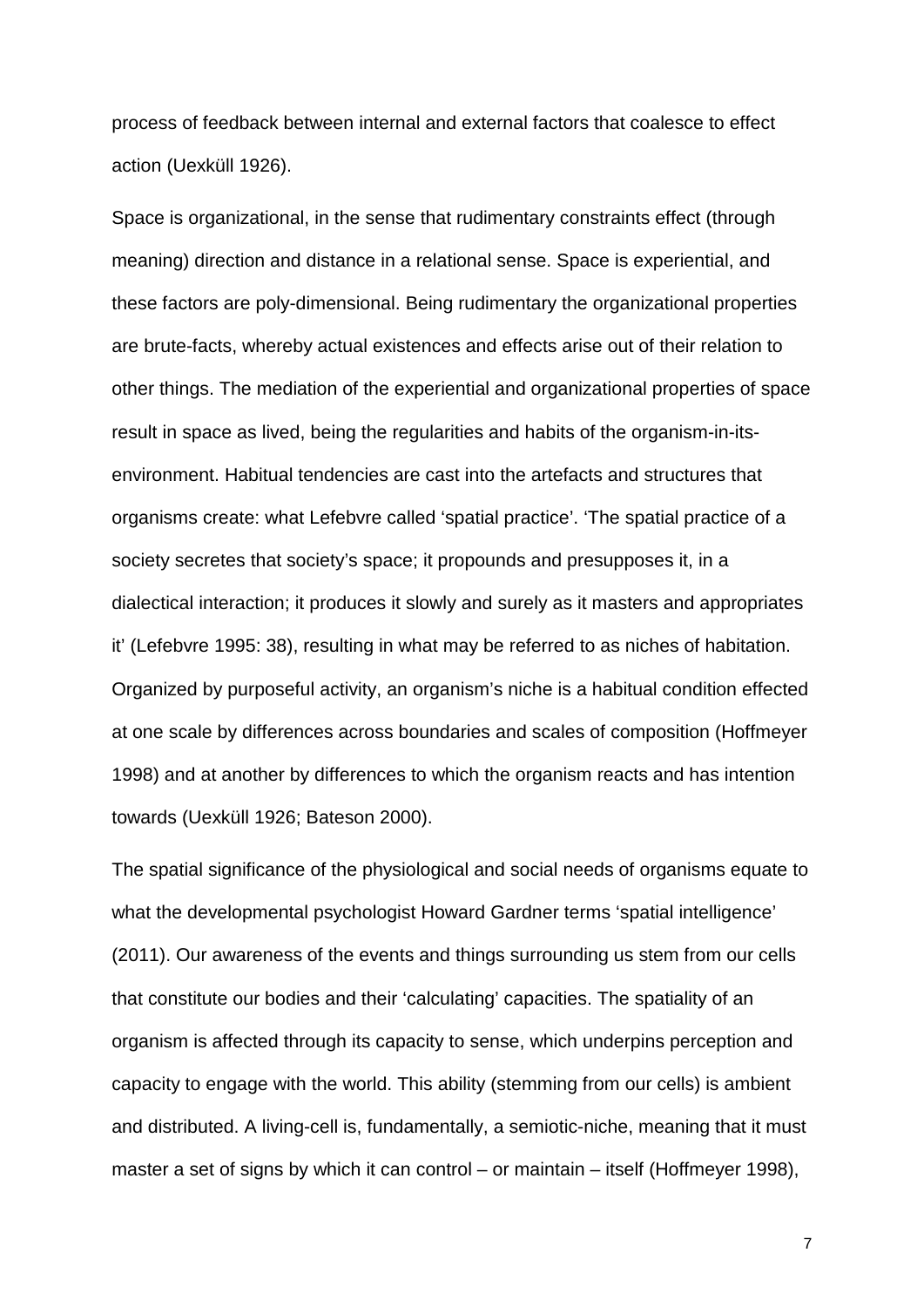process of feedback between internal and external factors that coalesce to effect action (Uexküll 1926).

Space is organizational, in the sense that rudimentary constraints effect (through meaning) direction and distance in a relational sense. Space is experiential, and these factors are poly-dimensional. Being rudimentary the organizational properties are brute-facts, whereby actual existences and effects arise out of their relation to other things. The mediation of the experiential and organizational properties of space result in space as lived, being the regularities and habits of the organism-in-its-environment. Habitual tendencies are cast into the artefacts and structures that organisms create: what Lefebvre called 'spatial practice'. 'The spatial practice of a society secretes that society's space; it propounds and presupposes it, in a dialectical interaction; it produces it slowly and surely as it masters and appropriates it' (Lefebvre 1995: 38), resulting in what may be referred to as niches of habitation. Organized by purposeful activity, an organism's niche is a habitual condition effected at one scale by differences across boundaries and scales of composition (Hoffmeyer 1998) and at another by differences to which the organism reacts and has intention towards (Uexküll 1926; Bateson 2000).

The spatial significance of the physiological and social needs of organisms equate to what the developmental psychologist Howard Gardner terms 'spatial intelligence' (2011). Our awareness of the events and things surrounding us stem from our cells that constitute our bodies and their 'calculating' capacities. The spatiality of an organism is affected through its capacity to sense, which underpins perception and capacity to engage with the world. This ability (stemming from our cells) is ambient and distributed. A living-cell is, fundamentally, a semiotic-niche, meaning that it must master a set of signs by which it can control – or maintain – itself (Hoffmeyer 1998),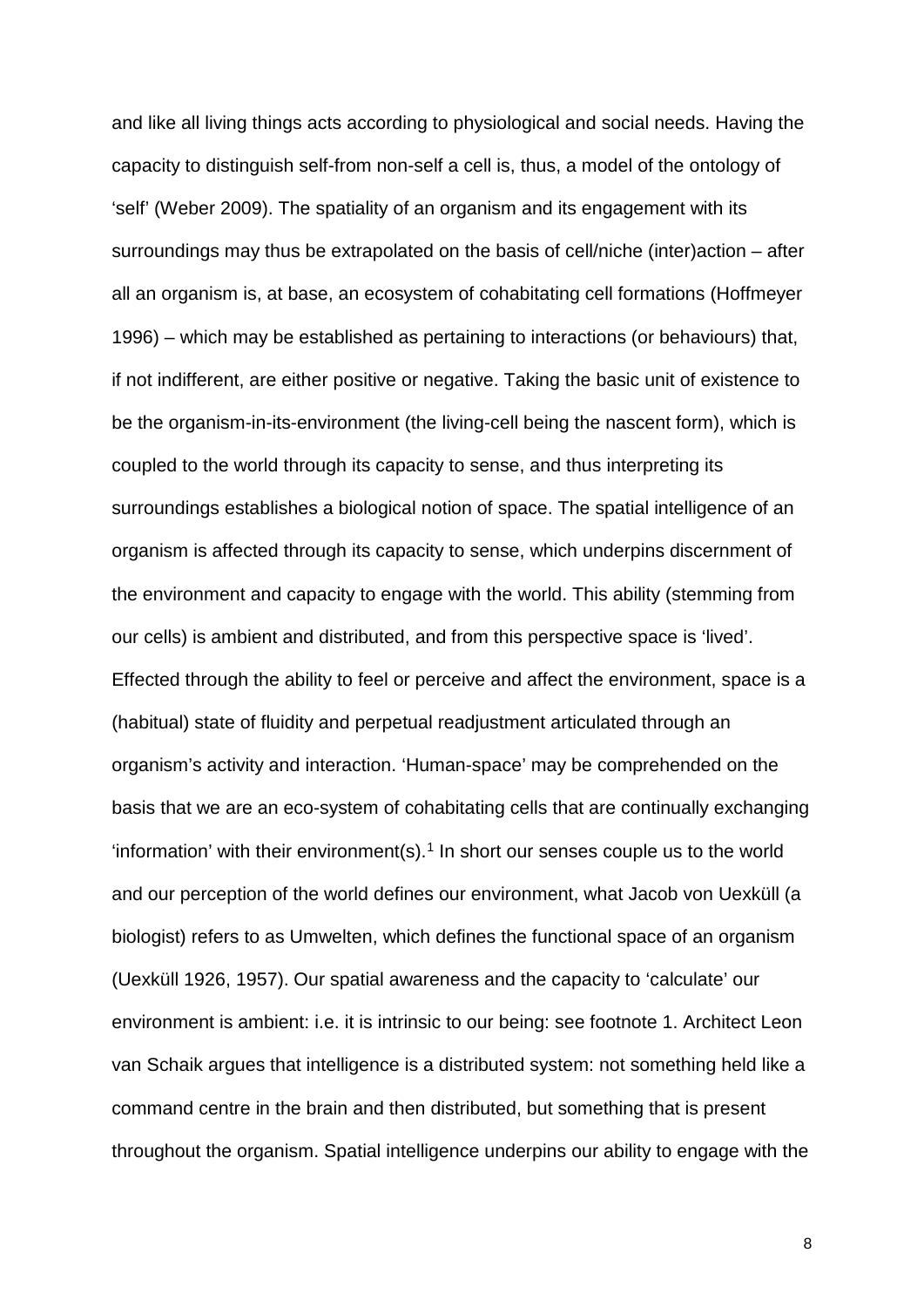and like all living things acts according to physiological and social needs. Having the capacity to distinguish self-from non-self a cell is, thus, a model of the ontology of 'self' (Weber 2009). The spatiality of an organism and its engagement with its surroundings may thus be extrapolated on the basis of cell/niche (inter)action – after all an organism is, at base, an ecosystem of cohabitating cell formations (Hoffmeyer 1996) – which may be established as pertaining to interactions (or behaviours) that, if not indifferent, are either positive or negative. Taking the basic unit of existence to be the organism-in-its-environment (the living-cell being the nascent form), which is coupled to the world through its capacity to sense, and thus interpreting its surroundings establishes a biological notion of space. The spatial intelligence of an organism is affected through its capacity to sense, which underpins discernment of the environment and capacity to engage with the world. This ability (stemming from our cells) is ambient and distributed, and from this perspective space is 'lived'. Effected through the ability to feel or perceive and affect the environment, space is a (habitual) state of fluidity and perpetual readjustment articulated through an organism's activity and interaction. 'Human-space' may be comprehended on the basis that we are an eco-system of cohabitating cells that are continually exchanging 'information' with their environment(s).[1] In short our senses couple us to the world and our perception of the world defines our environment, what Jacob von Uexküll (a biologist) refers to as Umwelten, which defines the functional space of an organism (Uexküll 1926, 1957). Our spatial awareness and the capacity to 'calculate' our environment is ambient: i.e. it is intrinsic to our being: see footnote 1. Architect Leon van Schaik argues that intelligence is a distributed system: not something held like a command centre in the brain and then distributed, but something that is present throughout the organism. Spatial intelligence underpins our ability to engage with the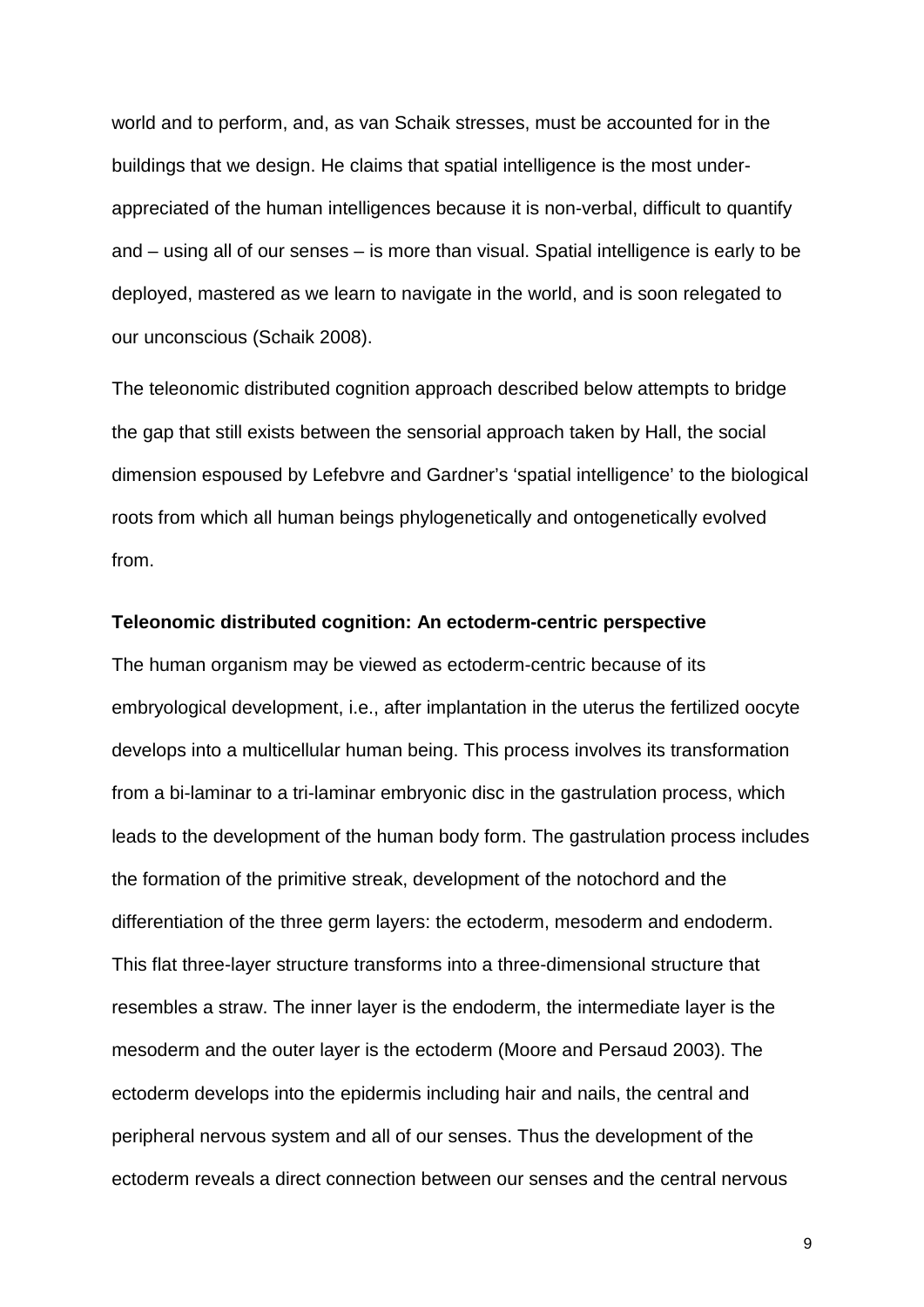world and to perform, and, as van Schaik stresses, must be accounted for in the buildings that we design. He claims that spatial intelligence is the most under-appreciated of the human intelligences because it is non-verbal, difficult to quantify and – using all of our senses – is more than visual. Spatial intelligence is early to be deployed, mastered as we learn to navigate in the world, and is soon relegated to our unconscious (Schaik 2008).

The teleonomic distributed cognition approach described below attempts to bridge the gap that still exists between the sensorial approach taken by Hall, the social dimension espoused by Lefebvre and Gardner's 'spatial intelligence' to the biological roots from which all human beings phylogenetically and ontogenetically evolved from.

**Teleonomic distributed cognition: An ectoderm-centric perspective**

The human organism may be viewed as ectoderm-centric because of its embryological development, i.e., after implantation in the uterus the fertilized oocyte develops into a multicellular human being. This process involves its transformation from a bi-laminar to a tri-laminar embryonic disc in the gastrulation process, which leads to the development of the human body form. The gastrulation process includes the formation of the primitive streak, development of the notochord and the differentiation of the three germ layers: the ectoderm, mesoderm and endoderm. This flat three-layer structure transforms into a three-dimensional structure that resembles a straw. The inner layer is the endoderm, the intermediate layer is the mesoderm and the outer layer is the ectoderm (Moore and Persaud 2003). The ectoderm develops into the epidermis including hair and nails, the central and peripheral nervous system and all of our senses. Thus the development of the ectoderm reveals a direct connection between our senses and the central nervous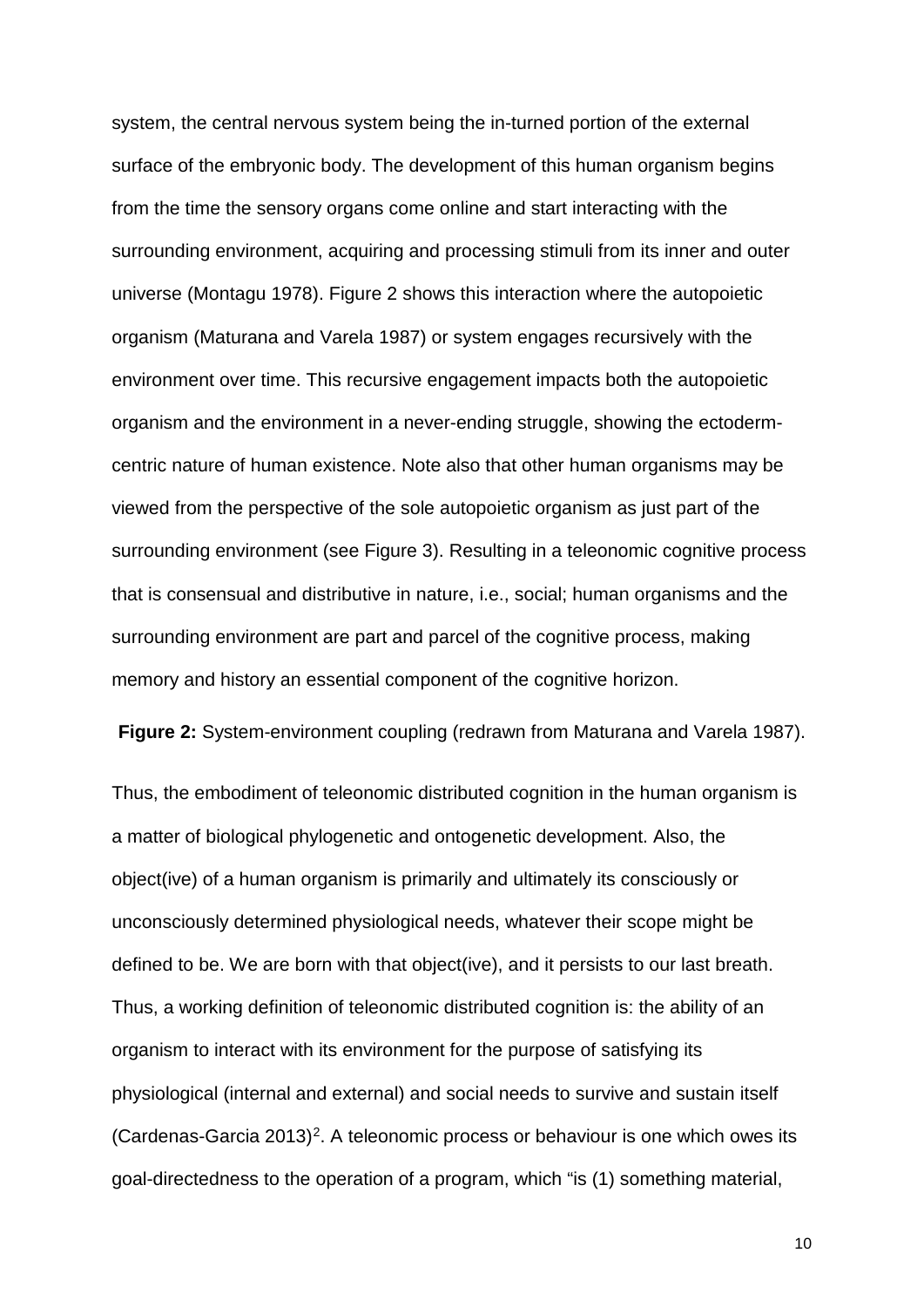system, the central nervous system being the in-turned portion of the external surface of the embryonic body. The development of this human organism begins from the time the sensory organs come online and start interacting with the surrounding environment, acquiring and processing stimuli from its inner and outer universe (Montagu 1978). Figure 2 shows this interaction where the autopoietic organism (Maturana and Varela 1987) or system engages recursively with the environment over time. This recursive engagement impacts both the autopoietic organism and the environment in a never-ending struggle, showing the ectoderm-centric nature of human existence. Note also that other human organisms may be viewed from the perspective of the sole autopoietic organism as just part of the surrounding environment (see Figure 3). Resulting in a teleonomic cognitive process that is consensual and distributive in nature, i.e., social; human organisms and the surrounding environment are part and parcel of the cognitive process, making memory and history an essential component of the cognitive horizon.

**Figure 2:** System-environment coupling (redrawn from Maturana and Varela 1987).

Thus, the embodiment of teleonomic distributed cognition in the human organism is a matter of biological phylogenetic and ontogenetic development. Also, the object(ive) of a human organism is primarily and ultimately its consciously or unconsciously determined physiological needs, whatever their scope might be defined to be. We are born with that object(ive), and it persists to our last breath. Thus, a working definition of teleonomic distributed cognition is: the ability of an organism to interact with its environment for the purpose of satisfying its physiological (internal and external) and social needs to survive and sustain itself (Cardenas-Garcia 2013)[2]. A teleonomic process or behaviour is one which owes its goal-directedness to the operation of a program, which "is (1) something material,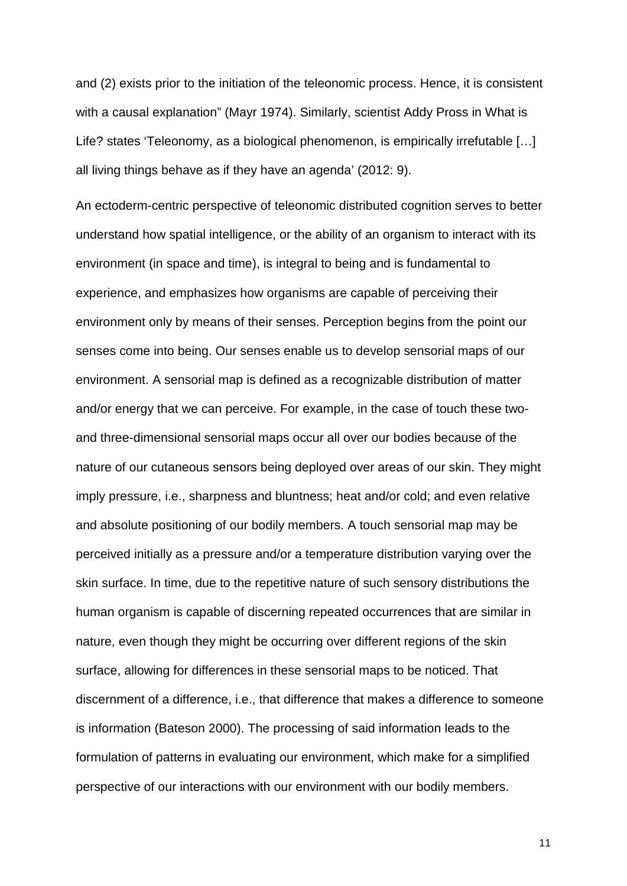and (2) exists prior to the initiation of the teleonomic process. Hence, it is consistent with a causal explanation" (Mayr 1974). Similarly, scientist Addy Pross in What is Life? states 'Teleonomy, as a biological phenomenon, is empirically irrefutable […] all living things behave as if they have an agenda' (2012: 9).

An ectoderm-centric perspective of teleonomic distributed cognition serves to better understand how spatial intelligence, or the ability of an organism to interact with its environment (in space and time), is integral to being and is fundamental to experience, and emphasizes how organisms are capable of perceiving their environment only by means of their senses. Perception begins from the point our senses come into being. Our senses enable us to develop sensorial maps of our environment. A sensorial map is defined as a recognizable distribution of matter and/or energy that we can perceive. For example, in the case of touch these two- and three-dimensional sensorial maps occur all over our bodies because of the nature of our cutaneous sensors being deployed over areas of our skin. They might imply pressure, i.e., sharpness and bluntness; heat and/or cold; and even relative and absolute positioning of our bodily members. A touch sensorial map may be perceived initially as a pressure and/or a temperature distribution varying over the skin surface. In time, due to the repetitive nature of such sensory distributions the human organism is capable of discerning repeated occurrences that are similar in nature, even though they might be occurring over different regions of the skin surface, allowing for differences in these sensorial maps to be noticed. That discernment of a difference, i.e., that difference that makes a difference to someone is information (Bateson 2000). The processing of said information leads to the formulation of patterns in evaluating our environment, which make for a simplified perspective of our interactions with our environment with our bodily members.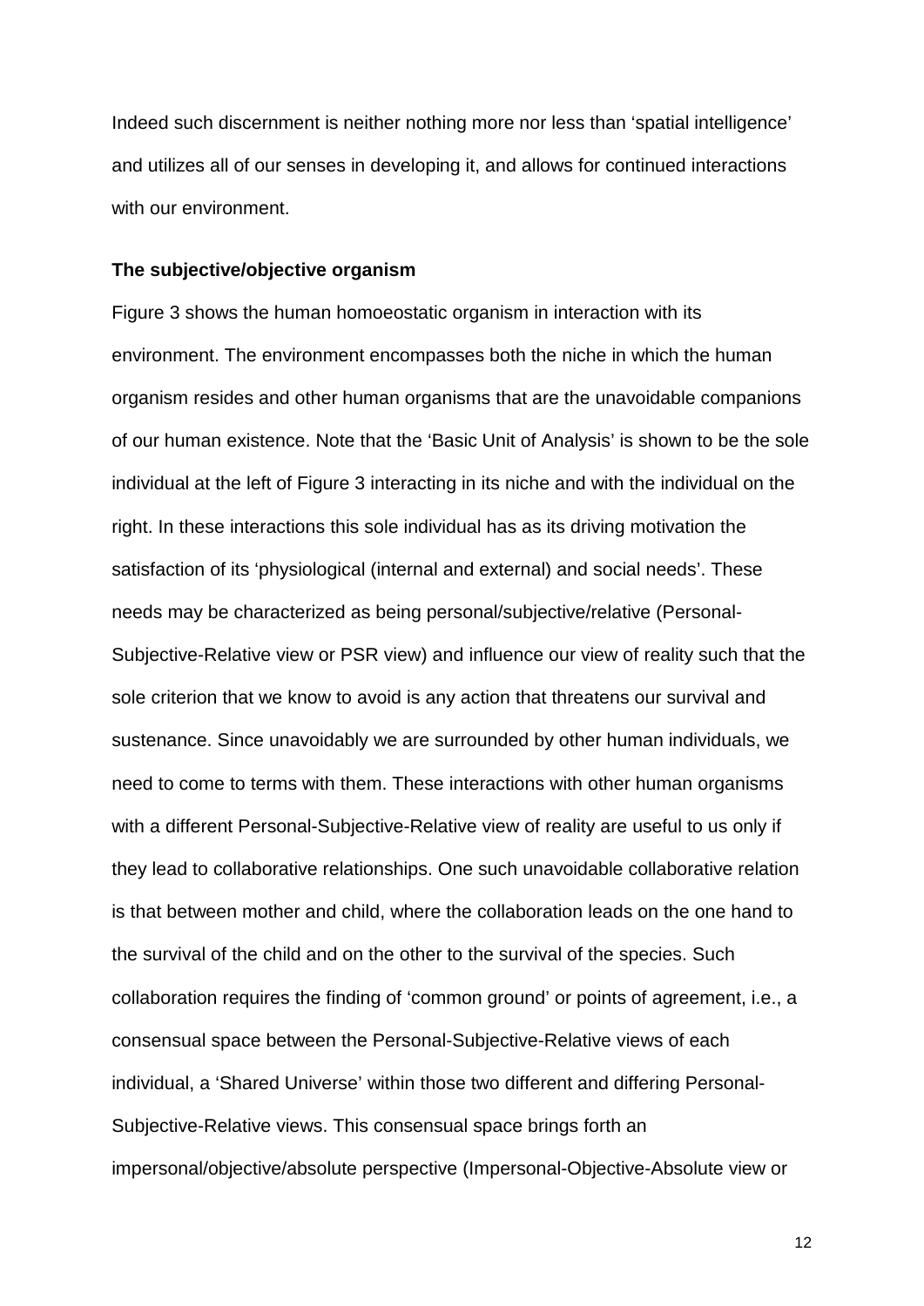Indeed such discernment is neither nothing more nor less than 'spatial intelligence' and utilizes all of our senses in developing it, and allows for continued interactions with our environment.

**The subjective/objective organism**

Figure 3 shows the human homoeostatic organism in interaction with its environment. The environment encompasses both the niche in which the human organism resides and other human organisms that are the unavoidable companions of our human existence. Note that the 'Basic Unit of Analysis' is shown to be the sole individual at the left of Figure 3 interacting in its niche and with the individual on the right. In these interactions this sole individual has as its driving motivation the satisfaction of its 'physiological (internal and external) and social needs'. These needs may be characterized as being personal/subjective/relative (Personal-Subjective-Relative view or PSR view) and influence our view of reality such that the sole criterion that we know to avoid is any action that threatens our survival and sustenance. Since unavoidably we are surrounded by other human individuals, we need to come to terms with them. These interactions with other human organisms with a different Personal-Subjective-Relative view of reality are useful to us only if they lead to collaborative relationships. One such unavoidable collaborative relation is that between mother and child, where the collaboration leads on the one hand to the survival of the child and on the other to the survival of the species. Such collaboration requires the finding of 'common ground' or points of agreement, i.e., a consensual space between the Personal-Subjective-Relative views of each individual, a 'Shared Universe' within those two different and differing Personal-Subjective-Relative views. This consensual space brings forth an impersonal/objective/absolute perspective (Impersonal-Objective-Absolute view or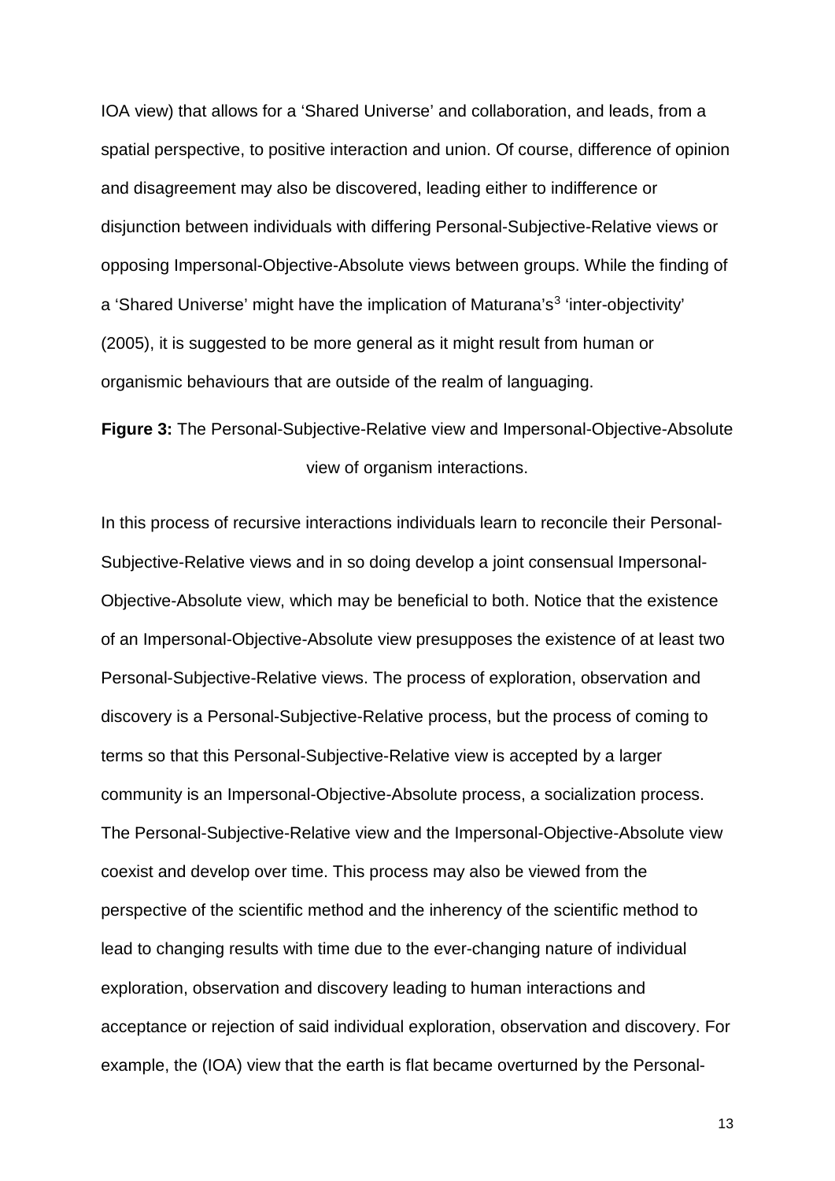IOA view) that allows for a 'Shared Universe' and collaboration, and leads, from a spatial perspective, to positive interaction and union. Of course, difference of opinion and disagreement may also be discovered, leading either to indifference or disjunction between individuals with differing Personal-Subjective-Relative views or opposing Impersonal-Objective-Absolute views between groups. While the finding of a 'Shared Universe' might have the implication of Maturana's[3] 'inter-objectivity' (2005), it is suggested to be more general as it might result from human or organismic behaviours that are outside of the realm of languaging.

**Figure 3:** The Personal-Subjective-Relative view and Impersonal-Objective-Absolute view of organism interactions.

In this process of recursive interactions individuals learn to reconcile their Personal-Subjective-Relative views and in so doing develop a joint consensual Impersonal-Objective-Absolute view, which may be beneficial to both. Notice that the existence of an Impersonal-Objective-Absolute view presupposes the existence of at least two Personal-Subjective-Relative views. The process of exploration, observation and discovery is a Personal-Subjective-Relative process, but the process of coming to terms so that this Personal-Subjective-Relative view is accepted by a larger community is an Impersonal-Objective-Absolute process, a socialization process. The Personal-Subjective-Relative view and the Impersonal-Objective-Absolute view coexist and develop over time. This process may also be viewed from the perspective of the scientific method and the inherency of the scientific method to lead to changing results with time due to the ever-changing nature of individual exploration, observation and discovery leading to human interactions and acceptance or rejection of said individual exploration, observation and discovery. For example, the (IOA) view that the earth is flat became overturned by the Personal-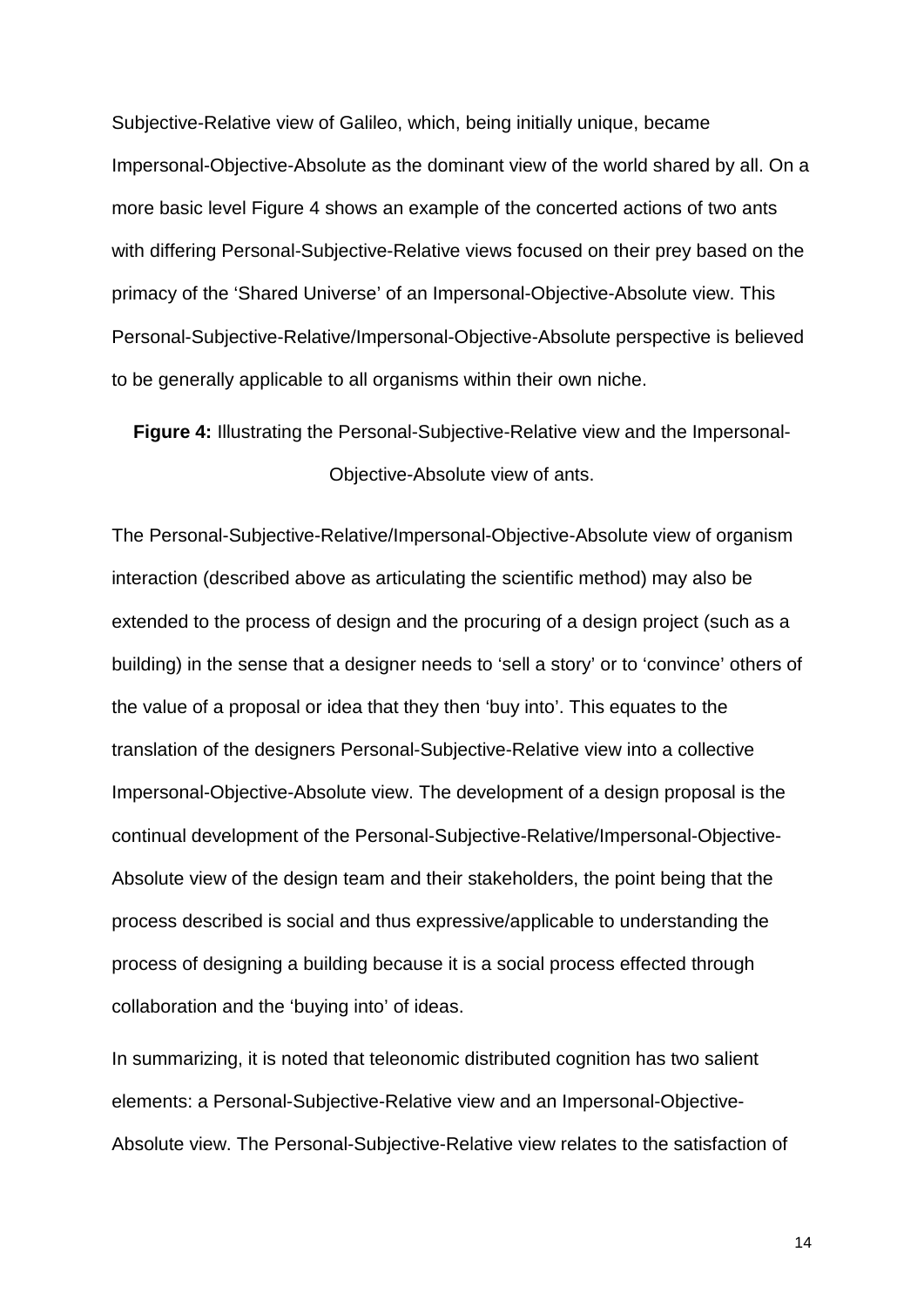Subjective-Relative view of Galileo, which, being initially unique, became Impersonal-Objective-Absolute as the dominant view of the world shared by all. On a more basic level Figure 4 shows an example of the concerted actions of two ants with differing Personal-Subjective-Relative views focused on their prey based on the primacy of the 'Shared Universe' of an Impersonal-Objective-Absolute view. This Personal-Subjective-Relative/Impersonal-Objective-Absolute perspective is believed to be generally applicable to all organisms within their own niche.

**Figure 4:** Illustrating the Personal-Subjective-Relative view and the Impersonal-Objective-Absolute view of ants.

The Personal-Subjective-Relative/Impersonal-Objective-Absolute view of organism interaction (described above as articulating the scientific method) may also be extended to the process of design and the procuring of a design project (such as a building) in the sense that a designer needs to 'sell a story' or to 'convince' others of the value of a proposal or idea that they then 'buy into'. This equates to the translation of the designers Personal-Subjective-Relative view into a collective Impersonal-Objective-Absolute view. The development of a design proposal is the continual development of the Personal-Subjective-Relative/Impersonal-Objective-Absolute view of the design team and their stakeholders, the point being that the process described is social and thus expressive/applicable to understanding the process of designing a building because it is a social process effected through collaboration and the 'buying into' of ideas.

In summarizing, it is noted that teleonomic distributed cognition has two salient elements: a Personal-Subjective-Relative view and an Impersonal-Objective-Absolute view. The Personal-Subjective-Relative view relates to the satisfaction of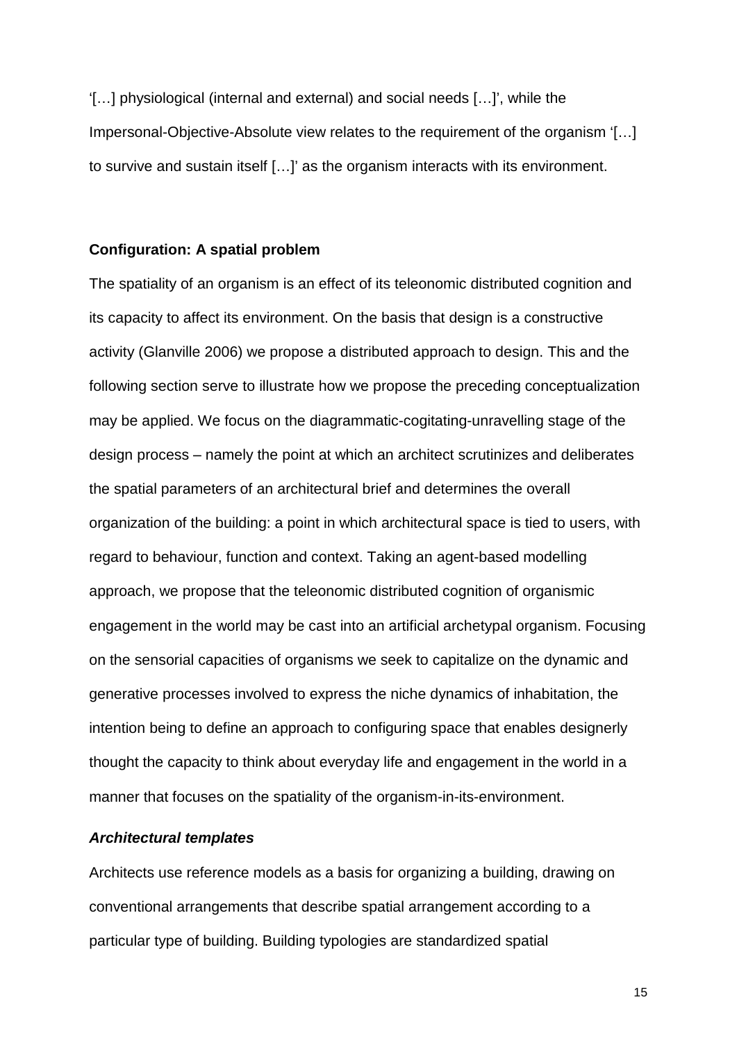'[…] physiological (internal and external) and social needs […]', while the Impersonal-Objective-Absolute view relates to the requirement of the organism '[…] to survive and sustain itself […]' as the organism interacts with its environment.

## Configuration: A spatial problem

The spatiality of an organism is an effect of its teleonomic distributed cognition and its capacity to affect its environment. On the basis that design is a constructive activity (Glanville 2006) we propose a distributed approach to design. This and the following section serve to illustrate how we propose the preceding conceptualization may be applied. We focus on the diagrammatic-cogitating-unravelling stage of the design process – namely the point at which an architect scrutinizes and deliberates the spatial parameters of an architectural brief and determines the overall organization of the building: a point in which architectural space is tied to users, with regard to behaviour, function and context. Taking an agent-based modelling approach, we propose that the teleonomic distributed cognition of organismic engagement in the world may be cast into an artificial archetypal organism. Focusing on the sensorial capacities of organisms we seek to capitalize on the dynamic and generative processes involved to express the niche dynamics of inhabitation, the intention being to define an approach to configuring space that enables designerly thought the capacity to think about everyday life and engagement in the world in a manner that focuses on the spatiality of the organism-in-its-environment.

### *Architectural templates*

Architects use reference models as a basis for organizing a building, drawing on conventional arrangements that describe spatial arrangement according to a particular type of building. Building typologies are standardized spatial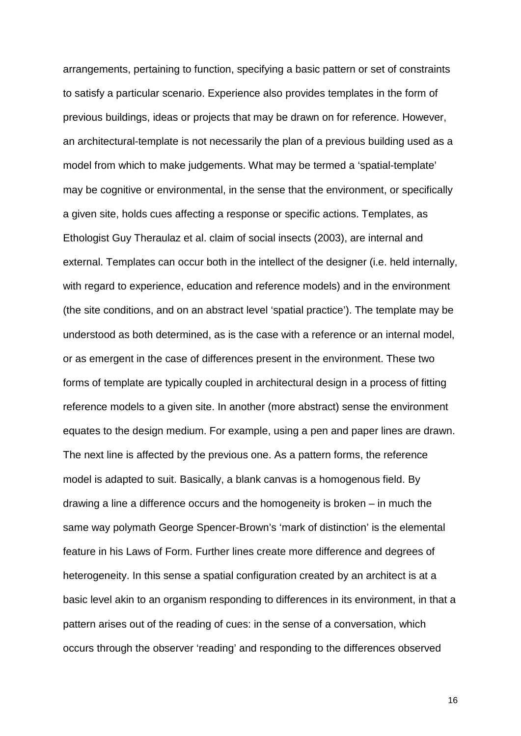arrangements, pertaining to function, specifying a basic pattern or set of constraints to satisfy a particular scenario. Experience also provides templates in the form of previous buildings, ideas or projects that may be drawn on for reference. However, an architectural-template is not necessarily the plan of a previous building used as a model from which to make judgements. What may be termed a 'spatial-template' may be cognitive or environmental, in the sense that the environment, or specifically a given site, holds cues affecting a response or specific actions. Templates, as Ethologist Guy Theraulaz et al. claim of social insects (2003), are internal and external. Templates can occur both in the intellect of the designer (i.e. held internally, with regard to experience, education and reference models) and in the environment (the site conditions, and on an abstract level 'spatial practice'). The template may be understood as both determined, as is the case with a reference or an internal model, or as emergent in the case of differences present in the environment. These two forms of template are typically coupled in architectural design in a process of fitting reference models to a given site. In another (more abstract) sense the environment equates to the design medium. For example, using a pen and paper lines are drawn. The next line is affected by the previous one. As a pattern forms, the reference model is adapted to suit. Basically, a blank canvas is a homogenous field. By drawing a line a difference occurs and the homogeneity is broken – in much the same way polymath George Spencer-Brown's 'mark of distinction' is the elemental feature in his Laws of Form. Further lines create more difference and degrees of heterogeneity. In this sense a spatial configuration created by an architect is at a basic level akin to an organism responding to differences in its environment, in that a pattern arises out of the reading of cues: in the sense of a conversation, which occurs through the observer 'reading' and responding to the differences observed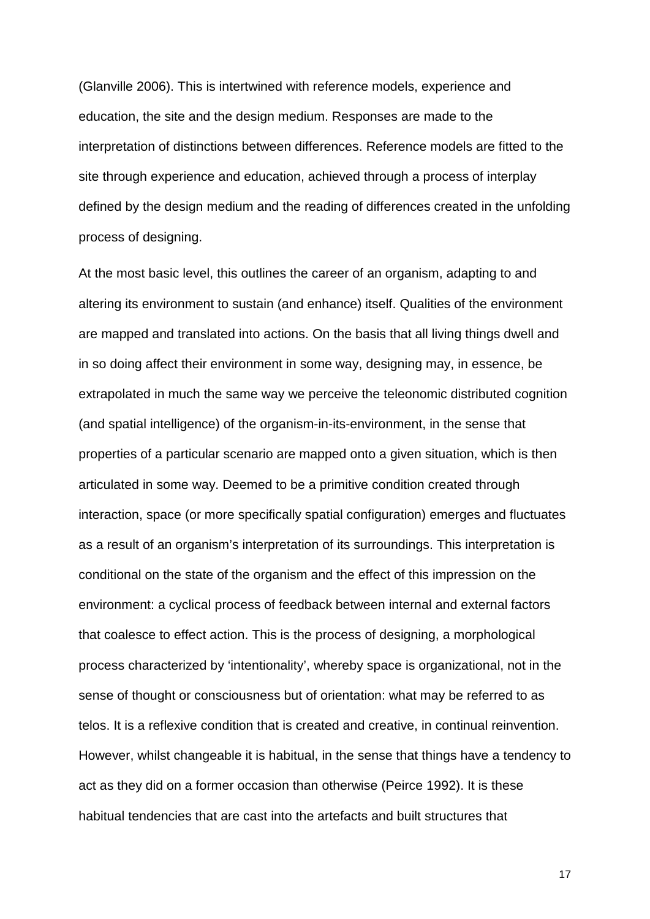(Glanville 2006). This is intertwined with reference models, experience and education, the site and the design medium. Responses are made to the interpretation of distinctions between differences. Reference models are fitted to the site through experience and education, achieved through a process of interplay defined by the design medium and the reading of differences created in the unfolding process of designing.

At the most basic level, this outlines the career of an organism, adapting to and altering its environment to sustain (and enhance) itself. Qualities of the environment are mapped and translated into actions. On the basis that all living things dwell and in so doing affect their environment in some way, designing may, in essence, be extrapolated in much the same way we perceive the teleonomic distributed cognition (and spatial intelligence) of the organism-in-its-environment, in the sense that properties of a particular scenario are mapped onto a given situation, which is then articulated in some way. Deemed to be a primitive condition created through interaction, space (or more specifically spatial configuration) emerges and fluctuates as a result of an organism's interpretation of its surroundings. This interpretation is conditional on the state of the organism and the effect of this impression on the environment: a cyclical process of feedback between internal and external factors that coalesce to effect action. This is the process of designing, a morphological process characterized by 'intentionality', whereby space is organizational, not in the sense of thought or consciousness but of orientation: what may be referred to as telos. It is a reflexive condition that is created and creative, in continual reinvention. However, whilst changeable it is habitual, in the sense that things have a tendency to act as they did on a former occasion than otherwise (Peirce 1992). It is these habitual tendencies that are cast into the artefacts and built structures that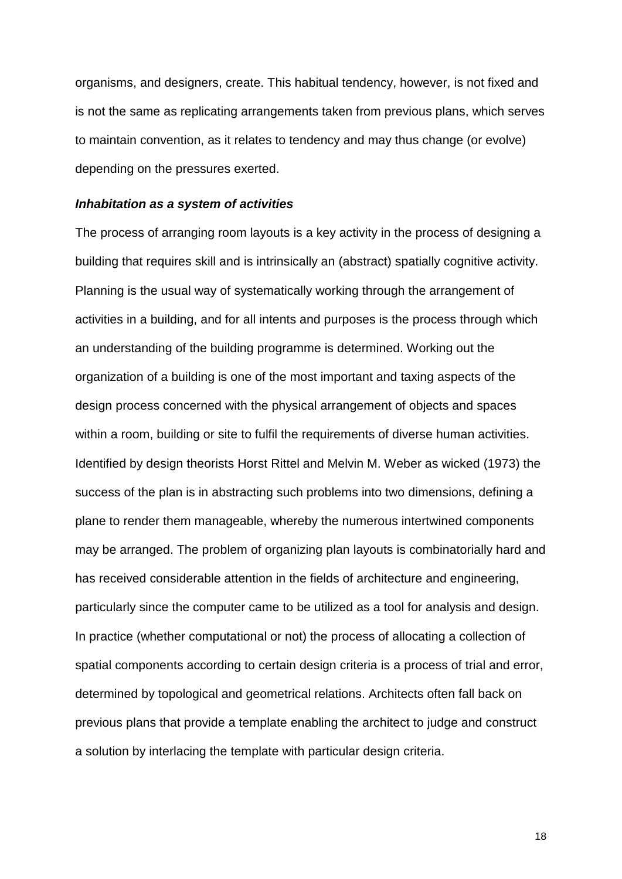organisms, and designers, create. This habitual tendency, however, is not fixed and is not the same as replicating arrangements taken from previous plans, which serves to maintain convention, as it relates to tendency and may thus change (or evolve) depending on the pressures exerted.

#### ***Inhabitation as a system of activities***

The process of arranging room layouts is a key activity in the process of designing a building that requires skill and is intrinsically an (abstract) spatially cognitive activity. Planning is the usual way of systematically working through the arrangement of activities in a building, and for all intents and purposes is the process through which an understanding of the building programme is determined. Working out the organization of a building is one of the most important and taxing aspects of the design process concerned with the physical arrangement of objects and spaces within a room, building or site to fulfil the requirements of diverse human activities. Identified by design theorists Horst Rittel and Melvin M. Weber as wicked (1973) the success of the plan is in abstracting such problems into two dimensions, defining a plane to render them manageable, whereby the numerous intertwined components may be arranged. The problem of organizing plan layouts is combinatorially hard and has received considerable attention in the fields of architecture and engineering, particularly since the computer came to be utilized as a tool for analysis and design. In practice (whether computational or not) the process of allocating a collection of spatial components according to certain design criteria is a process of trial and error, determined by topological and geometrical relations. Architects often fall back on previous plans that provide a template enabling the architect to judge and construct a solution by interlacing the template with particular design criteria.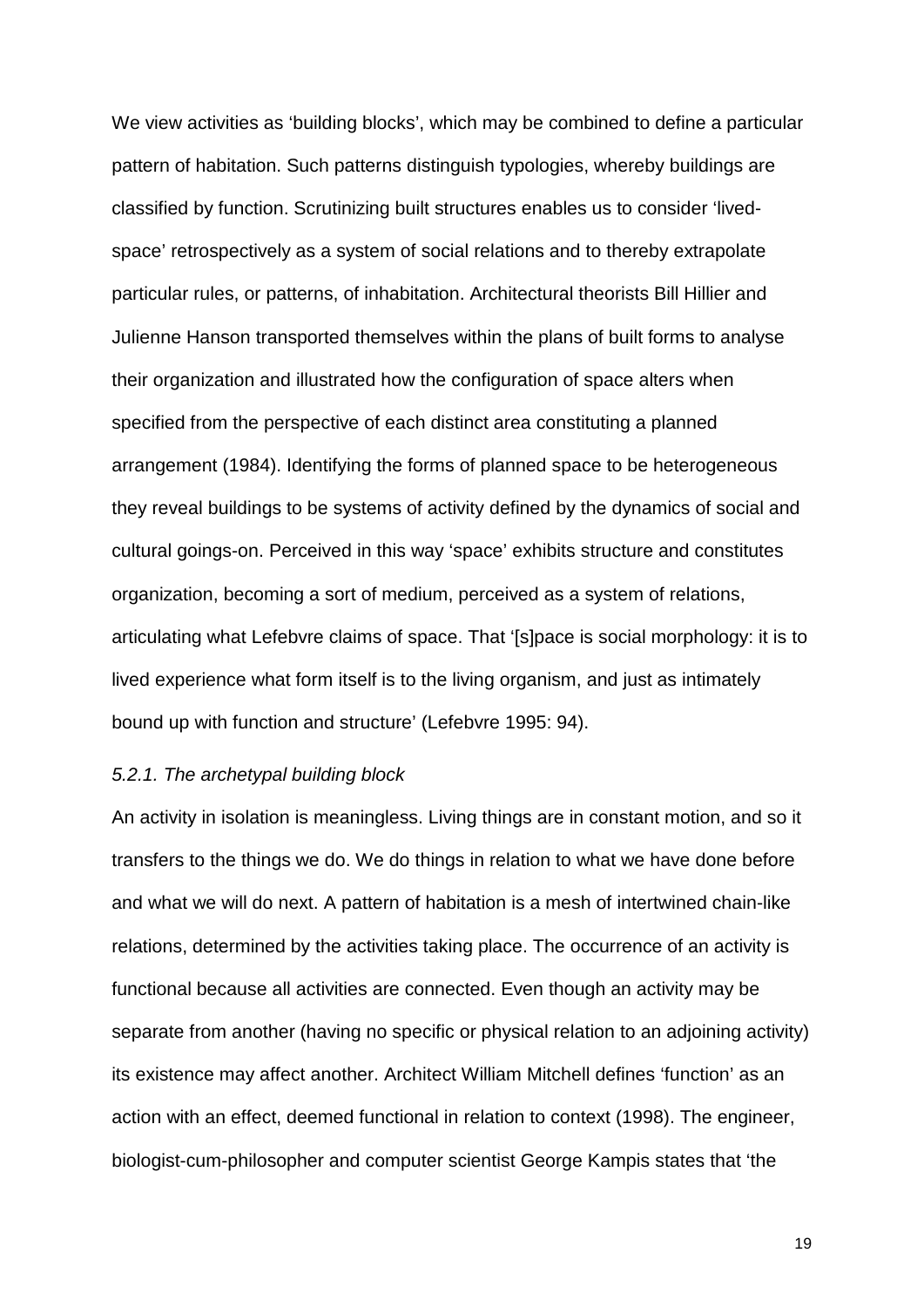We view activities as 'building blocks', which may be combined to define a particular pattern of habitation. Such patterns distinguish typologies, whereby buildings are classified by function. Scrutinizing built structures enables us to consider 'lived-space' retrospectively as a system of social relations and to thereby extrapolate particular rules, or patterns, of inhabitation. Architectural theorists Bill Hillier and Julienne Hanson transported themselves within the plans of built forms to analyse their organization and illustrated how the configuration of space alters when specified from the perspective of each distinct area constituting a planned arrangement (1984). Identifying the forms of planned space to be heterogeneous they reveal buildings to be systems of activity defined by the dynamics of social and cultural goings-on. Perceived in this way 'space' exhibits structure and constitutes organization, becoming a sort of medium, perceived as a system of relations, articulating what Lefebvre claims of space. That '[s]pace is social morphology: it is to lived experience what form itself is to the living organism, and just as intimately bound up with function and structure' (Lefebvre 1995: 94).

### *5.2.1. The archetypal building block*

An activity in isolation is meaningless. Living things are in constant motion, and so it transfers to the things we do. We do things in relation to what we have done before and what we will do next. A pattern of habitation is a mesh of intertwined chain-like relations, determined by the activities taking place. The occurrence of an activity is functional because all activities are connected. Even though an activity may be separate from another (having no specific or physical relation to an adjoining activity) its existence may affect another. Architect William Mitchell defines 'function' as an action with an effect, deemed functional in relation to context (1998). The engineer, biologist-cum-philosopher and computer scientist George Kampis states that 'the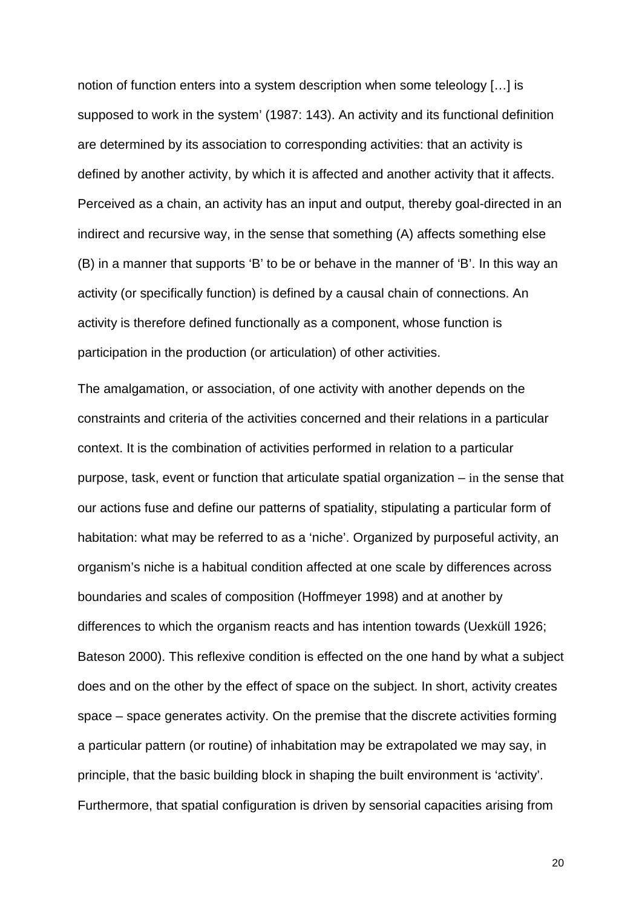notion of function enters into a system description when some teleology […] is supposed to work in the system' (1987: 143). An activity and its functional definition are determined by its association to corresponding activities: that an activity is defined by another activity, by which it is affected and another activity that it affects. Perceived as a chain, an activity has an input and output, thereby goal-directed in an indirect and recursive way, in the sense that something (A) affects something else (B) in a manner that supports 'B' to be or behave in the manner of 'B'. In this way an activity (or specifically function) is defined by a causal chain of connections. An activity is therefore defined functionally as a component, whose function is participation in the production (or articulation) of other activities.

The amalgamation, or association, of one activity with another depends on the constraints and criteria of the activities concerned and their relations in a particular context. It is the combination of activities performed in relation to a particular purpose, task, event or function that articulate spatial organization – in the sense that our actions fuse and define our patterns of spatiality, stipulating a particular form of habitation: what may be referred to as a 'niche'. Organized by purposeful activity, an organism's niche is a habitual condition affected at one scale by differences across boundaries and scales of composition (Hoffmeyer 1998) and at another by differences to which the organism reacts and has intention towards (Uexküll 1926; Bateson 2000). This reflexive condition is effected on the one hand by what a subject does and on the other by the effect of space on the subject. In short, activity creates space – space generates activity. On the premise that the discrete activities forming a particular pattern (or routine) of inhabitation may be extrapolated we may say, in principle, that the basic building block in shaping the built environment is 'activity'. Furthermore, that spatial configuration is driven by sensorial capacities arising from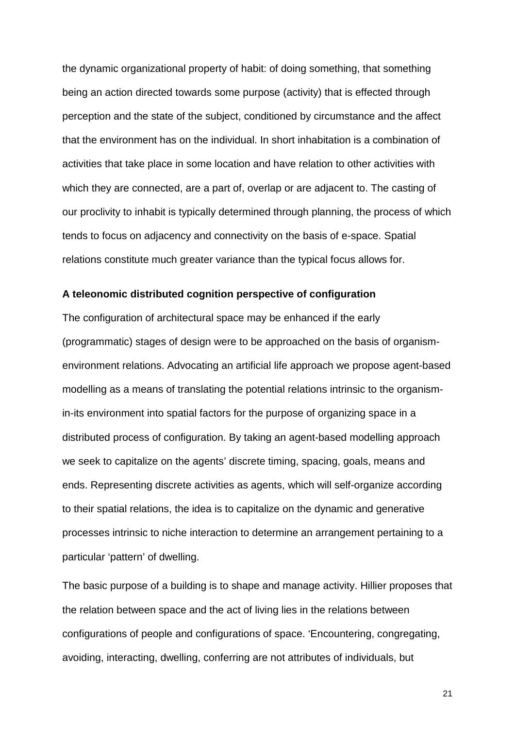the dynamic organizational property of habit: of doing something, that something being an action directed towards some purpose (activity) that is effected through perception and the state of the subject, conditioned by circumstance and the affect that the environment has on the individual. In short inhabitation is a combination of activities that take place in some location and have relation to other activities with which they are connected, are a part of, overlap or are adjacent to. The casting of our proclivity to inhabit is typically determined through planning, the process of which tends to focus on adjacency and connectivity on the basis of e-space. Spatial relations constitute much greater variance than the typical focus allows for.

**A teleonomic distributed cognition perspective of configuration**

The configuration of architectural space may be enhanced if the early (programmatic) stages of design were to be approached on the basis of organism-environment relations. Advocating an artificial life approach we propose agent-based modelling as a means of translating the potential relations intrinsic to the organism-in-its environment into spatial factors for the purpose of organizing space in a distributed process of configuration. By taking an agent-based modelling approach we seek to capitalize on the agents' discrete timing, spacing, goals, means and ends. Representing discrete activities as agents, which will self-organize according to their spatial relations, the idea is to capitalize on the dynamic and generative processes intrinsic to niche interaction to determine an arrangement pertaining to a particular 'pattern' of dwelling.

The basic purpose of a building is to shape and manage activity. Hillier proposes that the relation between space and the act of living lies in the relations between configurations of people and configurations of space. 'Encountering, congregating, avoiding, interacting, dwelling, conferring are not attributes of individuals, but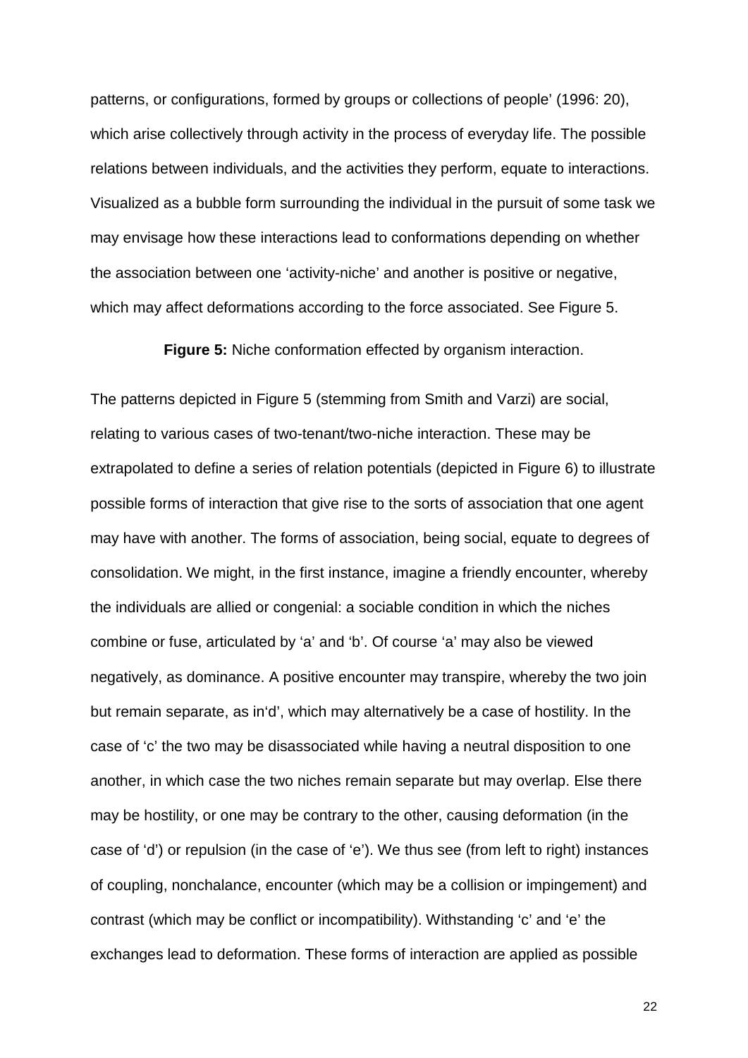patterns, or configurations, formed by groups or collections of people' (1996: 20), which arise collectively through activity in the process of everyday life. The possible relations between individuals, and the activities they perform, equate to interactions. Visualized as a bubble form surrounding the individual in the pursuit of some task we may envisage how these interactions lead to conformations depending on whether the association between one 'activity-niche' and another is positive or negative, which may affect deformations according to the force associated. See Figure 5.

**Figure 5:** Niche conformation effected by organism interaction.

The patterns depicted in Figure 5 (stemming from Smith and Varzi) are social, relating to various cases of two-tenant/two-niche interaction. These may be extrapolated to define a series of relation potentials (depicted in Figure 6) to illustrate possible forms of interaction that give rise to the sorts of association that one agent may have with another. The forms of association, being social, equate to degrees of consolidation. We might, in the first instance, imagine a friendly encounter, whereby the individuals are allied or congenial: a sociable condition in which the niches combine or fuse, articulated by 'a' and 'b'. Of course 'a' may also be viewed negatively, as dominance. A positive encounter may transpire, whereby the two join but remain separate, as in'd', which may alternatively be a case of hostility. In the case of 'c' the two may be disassociated while having a neutral disposition to one another, in which case the two niches remain separate but may overlap. Else there may be hostility, or one may be contrary to the other, causing deformation (in the case of 'd') or repulsion (in the case of 'e'). We thus see (from left to right) instances of coupling, nonchalance, encounter (which may be a collision or impingement) and contrast (which may be conflict or incompatibility). Withstanding 'c' and 'e' the exchanges lead to deformation. These forms of interaction are applied as possible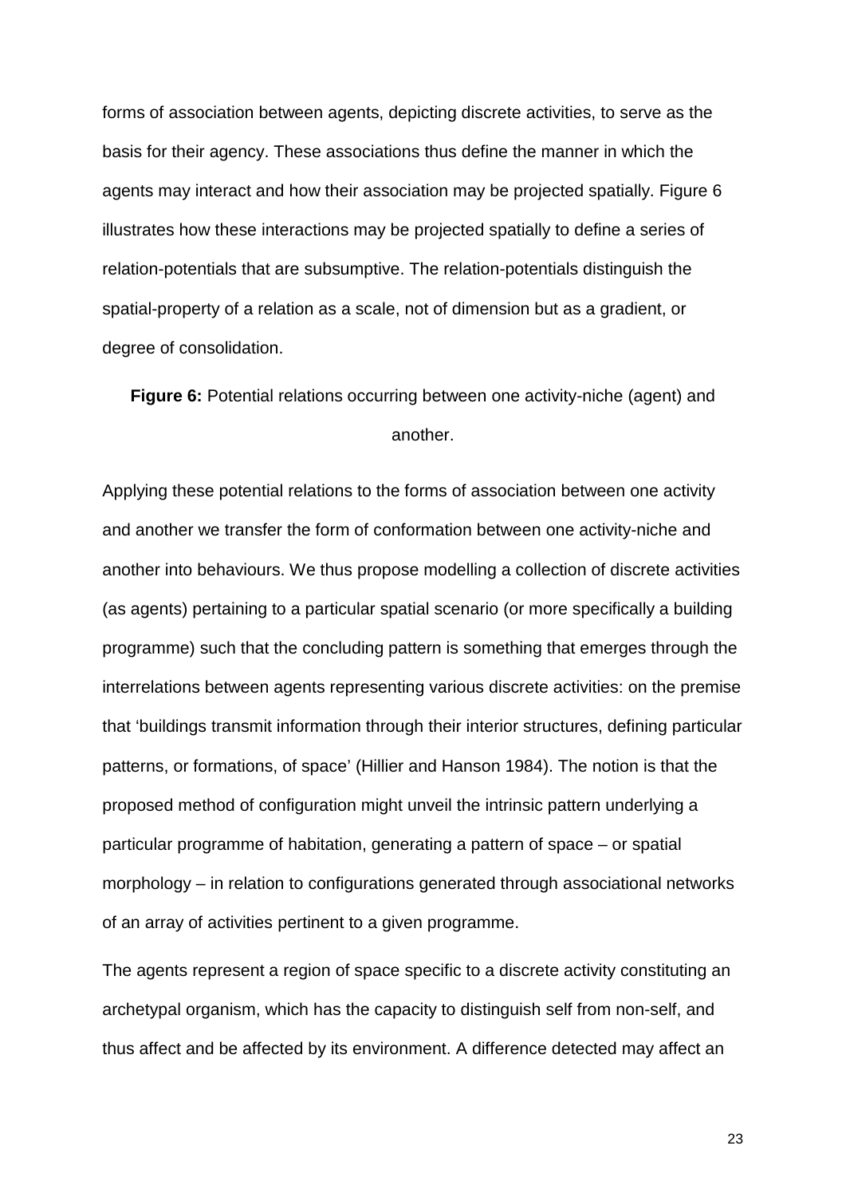forms of association between agents, depicting discrete activities, to serve as the basis for their agency. These associations thus define the manner in which the agents may interact and how their association may be projected spatially. Figure 6 illustrates how these interactions may be projected spatially to define a series of relation-potentials that are subsumptive. The relation-potentials distinguish the spatial-property of a relation as a scale, not of dimension but as a gradient, or degree of consolidation.

**Figure 6:** Potential relations occurring between one activity-niche (agent) and another.

Applying these potential relations to the forms of association between one activity and another we transfer the form of conformation between one activity-niche and another into behaviours. We thus propose modelling a collection of discrete activities (as agents) pertaining to a particular spatial scenario (or more specifically a building programme) such that the concluding pattern is something that emerges through the interrelations between agents representing various discrete activities: on the premise that 'buildings transmit information through their interior structures, defining particular patterns, or formations, of space' (Hillier and Hanson 1984). The notion is that the proposed method of configuration might unveil the intrinsic pattern underlying a particular programme of habitation, generating a pattern of space – or spatial morphology – in relation to configurations generated through associational networks of an array of activities pertinent to a given programme.

The agents represent a region of space specific to a discrete activity constituting an archetypal organism, which has the capacity to distinguish self from non-self, and thus affect and be affected by its environment. A difference detected may affect an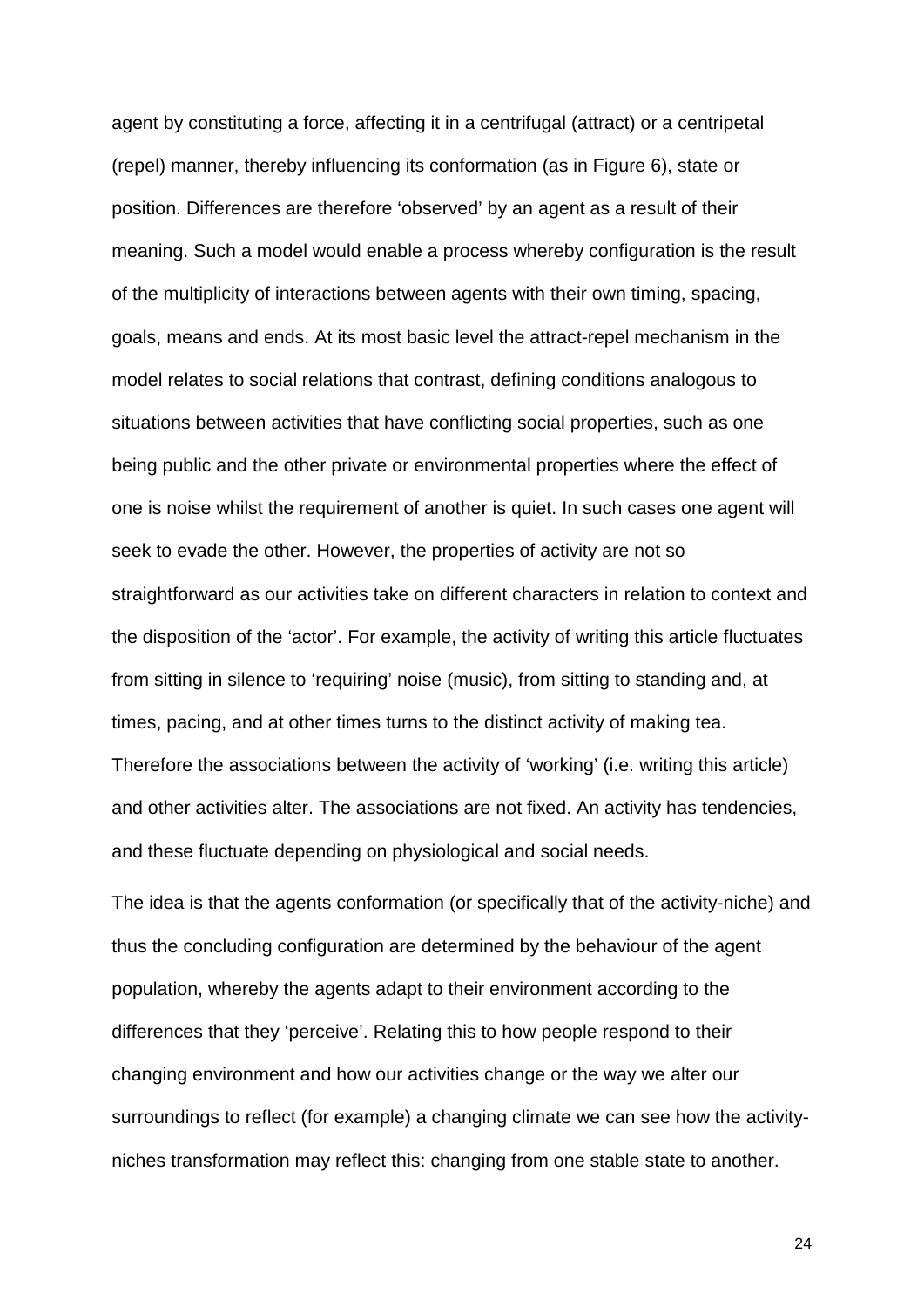agent by constituting a force, affecting it in a centrifugal (attract) or a centripetal (repel) manner, thereby influencing its conformation (as in Figure 6), state or position. Differences are therefore 'observed' by an agent as a result of their meaning. Such a model would enable a process whereby configuration is the result of the multiplicity of interactions between agents with their own timing, spacing, goals, means and ends. At its most basic level the attract-repel mechanism in the model relates to social relations that contrast, defining conditions analogous to situations between activities that have conflicting social properties, such as one being public and the other private or environmental properties where the effect of one is noise whilst the requirement of another is quiet. In such cases one agent will seek to evade the other. However, the properties of activity are not so straightforward as our activities take on different characters in relation to context and the disposition of the 'actor'. For example, the activity of writing this article fluctuates from sitting in silence to 'requiring' noise (music), from sitting to standing and, at times, pacing, and at other times turns to the distinct activity of making tea. Therefore the associations between the activity of 'working' (i.e. writing this article) and other activities alter. The associations are not fixed. An activity has tendencies, and these fluctuate depending on physiological and social needs.

The idea is that the agents conformation (or specifically that of the activity-niche) and thus the concluding configuration are determined by the behaviour of the agent population, whereby the agents adapt to their environment according to the differences that they 'perceive'. Relating this to how people respond to their changing environment and how our activities change or the way we alter our surroundings to reflect (for example) a changing climate we can see how the activity-niches transformation may reflect this: changing from one stable state to another.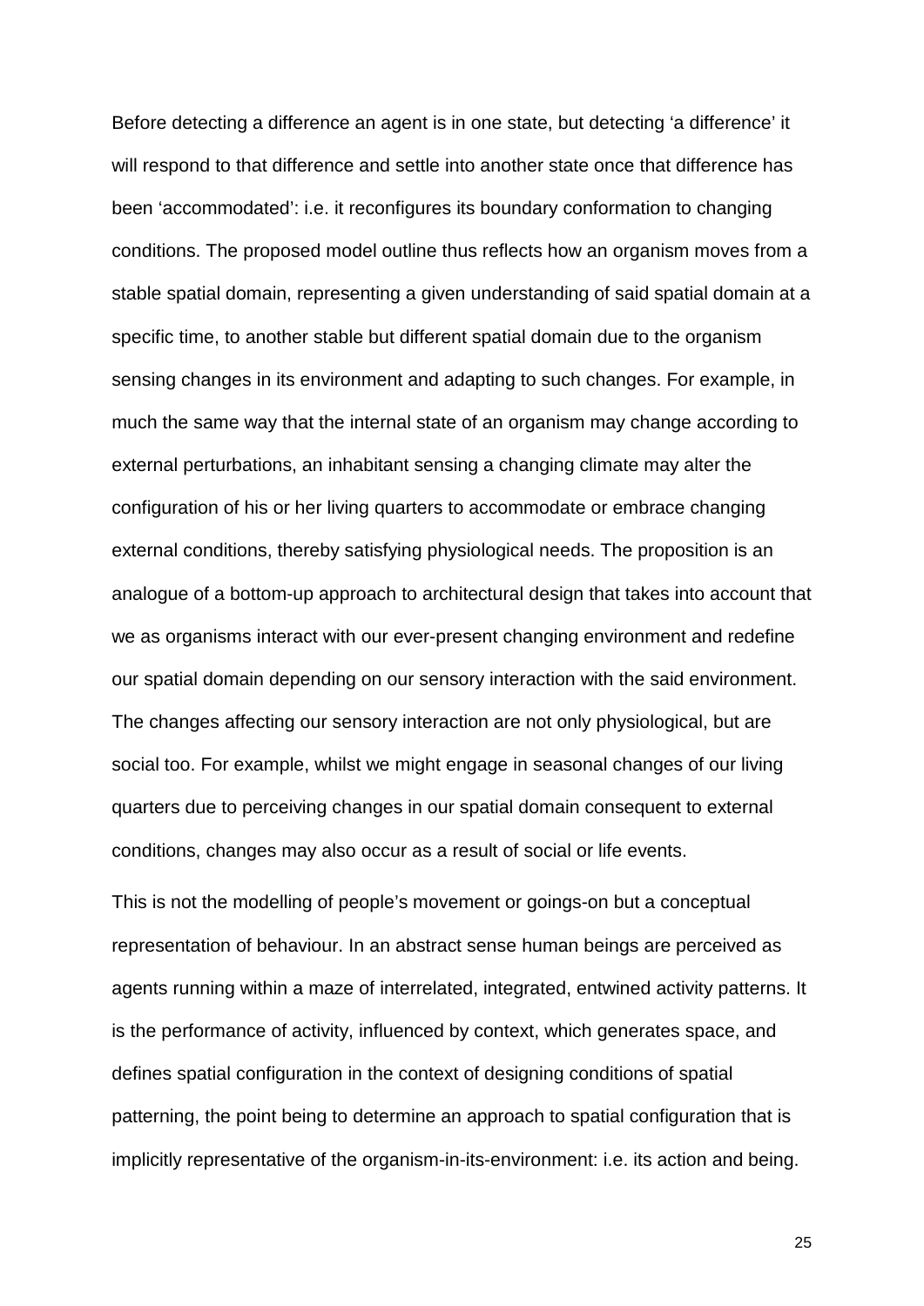Before detecting a difference an agent is in one state, but detecting 'a difference' it will respond to that difference and settle into another state once that difference has been 'accommodated': i.e. it reconfigures its boundary conformation to changing conditions. The proposed model outline thus reflects how an organism moves from a stable spatial domain, representing a given understanding of said spatial domain at a specific time, to another stable but different spatial domain due to the organism sensing changes in its environment and adapting to such changes. For example, in much the same way that the internal state of an organism may change according to external perturbations, an inhabitant sensing a changing climate may alter the configuration of his or her living quarters to accommodate or embrace changing external conditions, thereby satisfying physiological needs. The proposition is an analogue of a bottom-up approach to architectural design that takes into account that we as organisms interact with our ever-present changing environment and redefine our spatial domain depending on our sensory interaction with the said environment. The changes affecting our sensory interaction are not only physiological, but are social too. For example, whilst we might engage in seasonal changes of our living quarters due to perceiving changes in our spatial domain consequent to external conditions, changes may also occur as a result of social or life events.

This is not the modelling of people's movement or goings-on but a conceptual representation of behaviour. In an abstract sense human beings are perceived as agents running within a maze of interrelated, integrated, entwined activity patterns. It is the performance of activity, influenced by context, which generates space, and defines spatial configuration in the context of designing conditions of spatial patterning, the point being to determine an approach to spatial configuration that is implicitly representative of the organism-in-its-environment: i.e. its action and being.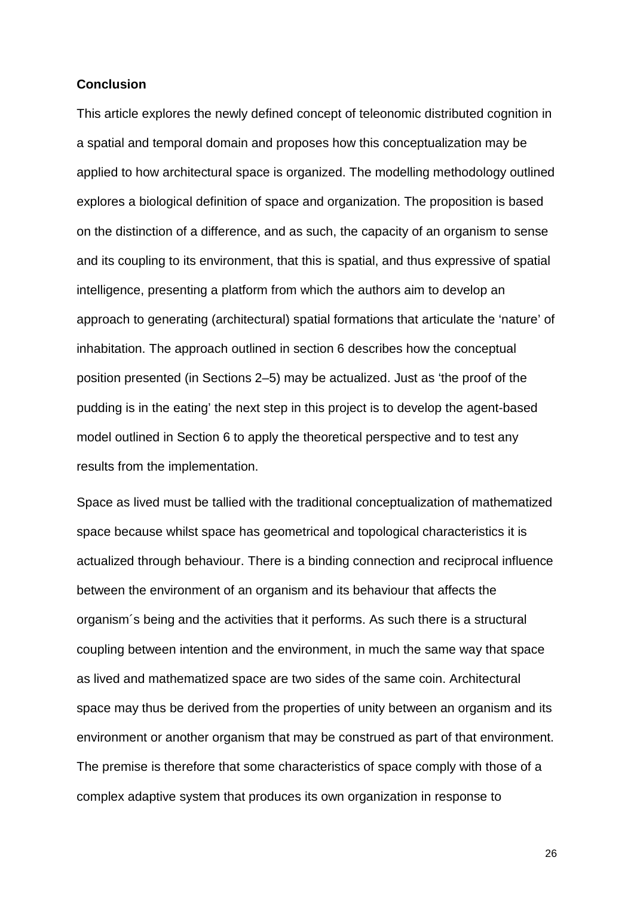**Conclusion**

This article explores the newly defined concept of teleonomic distributed cognition in a spatial and temporal domain and proposes how this conceptualization may be applied to how architectural space is organized. The modelling methodology outlined explores a biological definition of space and organization. The proposition is based on the distinction of a difference, and as such, the capacity of an organism to sense and its coupling to its environment, that this is spatial, and thus expressive of spatial intelligence, presenting a platform from which the authors aim to develop an approach to generating (architectural) spatial formations that articulate the 'nature' of inhabitation. The approach outlined in section 6 describes how the conceptual position presented (in Sections 2–5) may be actualized. Just as 'the proof of the pudding is in the eating' the next step in this project is to develop the agent-based model outlined in Section 6 to apply the theoretical perspective and to test any results from the implementation.

Space as lived must be tallied with the traditional conceptualization of mathematized space because whilst space has geometrical and topological characteristics it is actualized through behaviour. There is a binding connection and reciprocal influence between the environment of an organism and its behaviour that affects the organism´s being and the activities that it performs. As such there is a structural coupling between intention and the environment, in much the same way that space as lived and mathematized space are two sides of the same coin. Architectural space may thus be derived from the properties of unity between an organism and its environment or another organism that may be construed as part of that environment. The premise is therefore that some characteristics of space comply with those of a complex adaptive system that produces its own organization in response to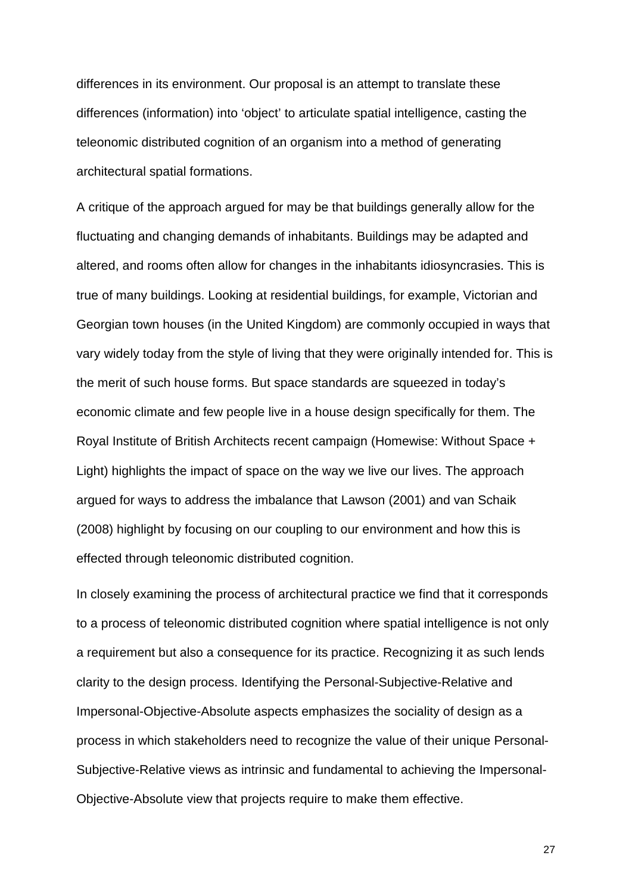differences in its environment. Our proposal is an attempt to translate these differences (information) into ‘object’ to articulate spatial intelligence, casting the teleonomic distributed cognition of an organism into a method of generating architectural spatial formations.

A critique of the approach argued for may be that buildings generally allow for the fluctuating and changing demands of inhabitants. Buildings may be adapted and altered, and rooms often allow for changes in the inhabitants idiosyncrasies. This is true of many buildings. Looking at residential buildings, for example, Victorian and Georgian town houses (in the United Kingdom) are commonly occupied in ways that vary widely today from the style of living that they were originally intended for. This is the merit of such house forms. But space standards are squeezed in today’s economic climate and few people live in a house design specifically for them. The Royal Institute of British Architects recent campaign (Homewise: Without Space + Light) highlights the impact of space on the way we live our lives. The approach argued for ways to address the imbalance that Lawson (2001) and van Schaik (2008) highlight by focusing on our coupling to our environment and how this is effected through teleonomic distributed cognition.

In closely examining the process of architectural practice we find that it corresponds to a process of teleonomic distributed cognition where spatial intelligence is not only a requirement but also a consequence for its practice. Recognizing it as such lends clarity to the design process. Identifying the Personal-Subjective-Relative and Impersonal-Objective-Absolute aspects emphasizes the sociality of design as a process in which stakeholders need to recognize the value of their unique Personal-Subjective-Relative views as intrinsic and fundamental to achieving the Impersonal-Objective-Absolute view that projects require to make them effective.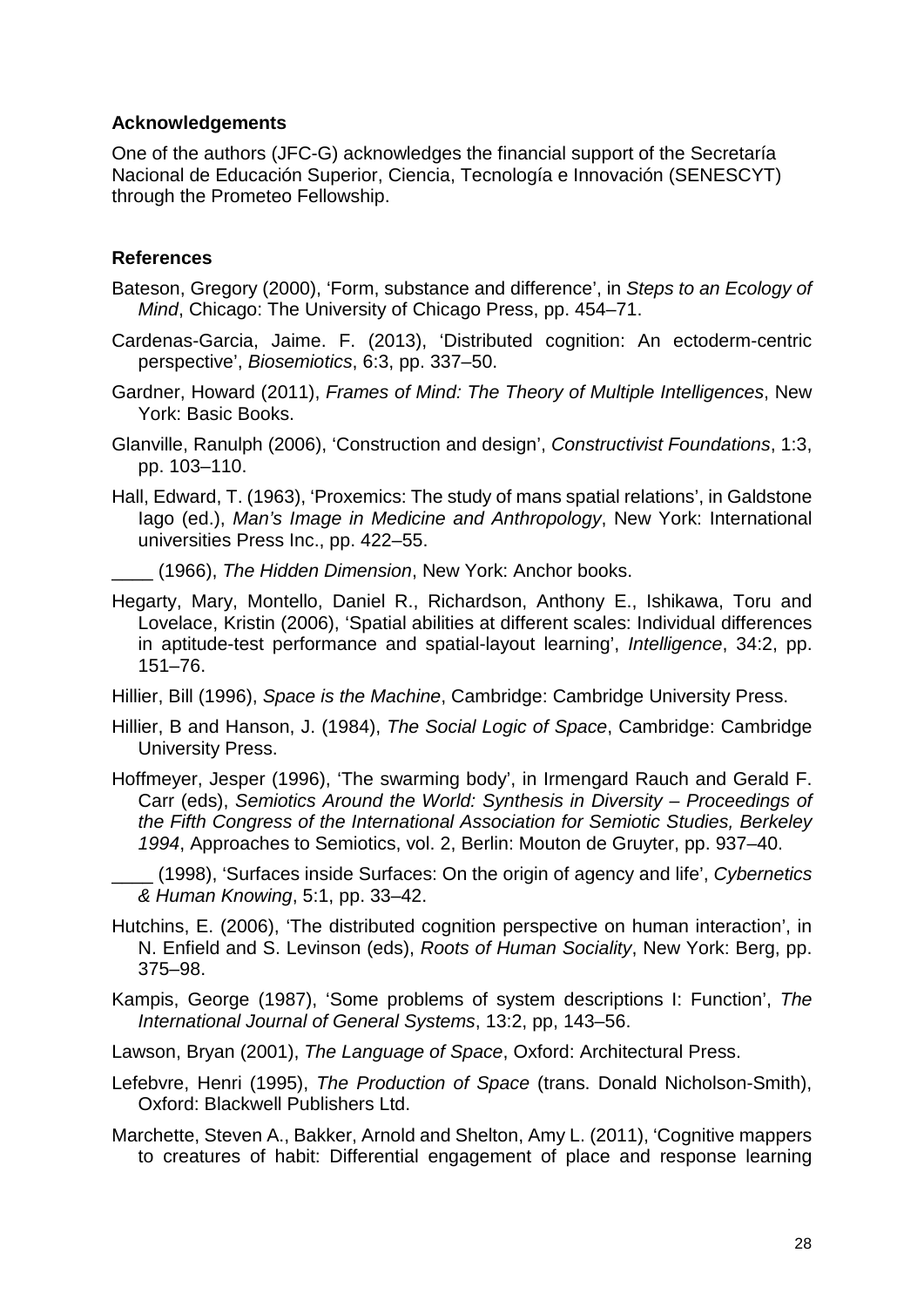**Acknowledgements**

One of the authors (JFC-G) acknowledges the financial support of the Secretaría Nacional de Educación Superior, Ciencia, Tecnología e Innovación (SENESCYT) through the Prometeo Fellowship.

**References**

Bateson, Gregory (2000), 'Form, substance and difference', in *Steps to an Ecology of Mind*, Chicago: The University of Chicago Press, pp. 454–71.

Cardenas-Garcia, Jaime. F. (2013), 'Distributed cognition: An ectoderm-centric perspective', *Biosemiotics*, 6:3, pp. 337–50.

Gardner, Howard (2011), *Frames of Mind: The Theory of Multiple Intelligences*, New York: Basic Books.

Glanville, Ranulph (2006), 'Construction and design', *Constructivist Foundations*, 1:3, pp. 103–110.

Hall, Edward, T. (1963), 'Proxemics: The study of mans spatial relations', in Galdstone Iago (ed.), *Man's Image in Medicine and Anthropology*, New York: International universities Press Inc., pp. 422–55.

____ (1966), *The Hidden Dimension*, New York: Anchor books.

Hegarty, Mary, Montello, Daniel R., Richardson, Anthony E., Ishikawa, Toru and Lovelace, Kristin (2006), 'Spatial abilities at different scales: Individual differences in aptitude-test performance and spatial-layout learning', *Intelligence*, 34:2, pp. 151–76.

Hillier, Bill (1996), *Space is the Machine*, Cambridge: Cambridge University Press.

Hillier, B and Hanson, J. (1984), *The Social Logic of Space*, Cambridge: Cambridge University Press.

Hoffmeyer, Jesper (1996), 'The swarming body', in Irmengard Rauch and Gerald F. Carr (eds), *Semiotics Around the World: Synthesis in Diversity – Proceedings of the Fifth Congress of the International Association for Semiotic Studies, Berkeley 1994*, Approaches to Semiotics, vol. 2, Berlin: Mouton de Gruyter, pp. 937–40.

____ (1998), 'Surfaces inside Surfaces: On the origin of agency and life', *Cybernetics & Human Knowing*, 5:1, pp. 33–42.

Hutchins, E. (2006), 'The distributed cognition perspective on human interaction', in N. Enfield and S. Levinson (eds), *Roots of Human Sociality*, New York: Berg, pp. 375–98.

Kampis, George (1987), 'Some problems of system descriptions I: Function', *The International Journal of General Systems*, 13:2, pp, 143–56.

Lawson, Bryan (2001), *The Language of Space*, Oxford: Architectural Press.

Lefebvre, Henri (1995), *The Production of Space* (trans. Donald Nicholson-Smith), Oxford: Blackwell Publishers Ltd.

Marchette, Steven A., Bakker, Arnold and Shelton, Amy L. (2011), 'Cognitive mappers to creatures of habit: Differential engagement of place and response learning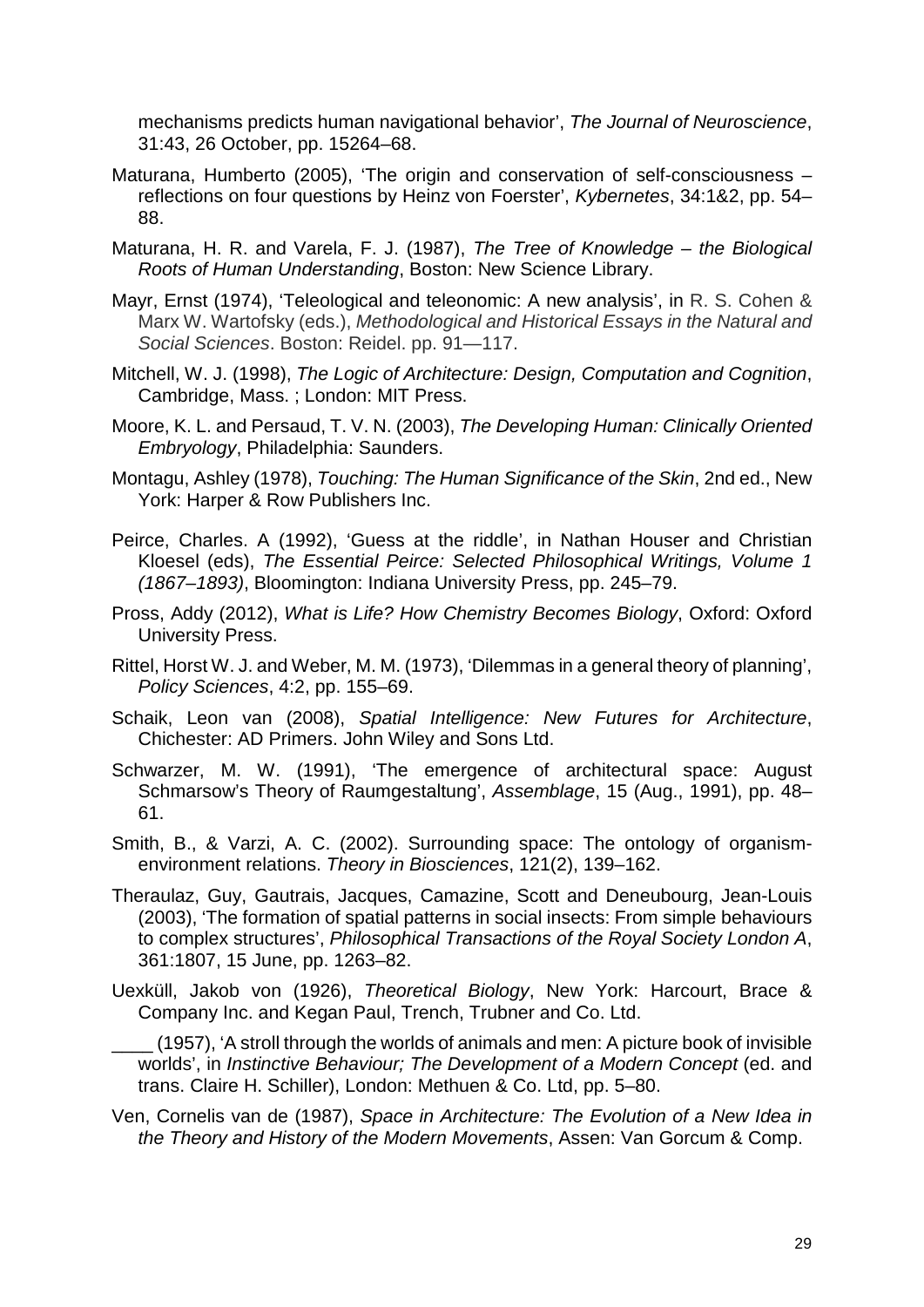mechanisms predicts human navigational behavior', *The Journal of Neuroscience*, 31:43, 26 October, pp. 15264–68.

Maturana, Humberto (2005), 'The origin and conservation of self-consciousness – reflections on four questions by Heinz von Foerster', *Kybernetes*, 34:1&2, pp. 54–88.

Maturana, H. R. and Varela, F. J. (1987), *The Tree of Knowledge – the Biological Roots of Human Understanding*, Boston: New Science Library.

Mayr, Ernst (1974), 'Teleological and teleonomic: A new analysis', in R. S. Cohen & Marx W. Wartofsky (eds.), *Methodological and Historical Essays in the Natural and Social Sciences*. Boston: Reidel. pp. 91—117.

Mitchell, W. J. (1998), *The Logic of Architecture: Design, Computation and Cognition*, Cambridge, Mass. ; London: MIT Press.

Moore, K. L. and Persaud, T. V. N. (2003), *The Developing Human: Clinically Oriented Embryology*, Philadelphia: Saunders.

Montagu, Ashley (1978), *Touching: The Human Significance of the Skin*, 2nd ed., New York: Harper & Row Publishers Inc.

Peirce, Charles. A (1992), 'Guess at the riddle', in Nathan Houser and Christian Kloesel (eds), *The Essential Peirce: Selected Philosophical Writings, Volume 1 (1867–1893)*, Bloomington: Indiana University Press, pp. 245–79.

Pross, Addy (2012), *What is Life? How Chemistry Becomes Biology*, Oxford: Oxford University Press.

Rittel, Horst W. J. and Weber, M. M. (1973), 'Dilemmas in a general theory of planning', *Policy Sciences*, 4:2, pp. 155–69.

Schaik, Leon van (2008), *Spatial Intelligence: New Futures for Architecture*, Chichester: AD Primers. John Wiley and Sons Ltd.

Schwarzer, M. W. (1991), 'The emergence of architectural space: August Schmarsow's Theory of Raumgestaltung', *Assemblage*, 15 (Aug., 1991), pp. 48–61.

Smith, B., & Varzi, A. C. (2002). Surrounding space: The ontology of organism-environment relations. *Theory in Biosciences*, 121(2), 139–162.

Theraulaz, Guy, Gautrais, Jacques, Camazine, Scott and Deneubourg, Jean-Louis (2003), 'The formation of spatial patterns in social insects: From simple behaviours to complex structures', *Philosophical Transactions of the Royal Society London A*, 361:1807, 15 June, pp. 1263–82.

Uexküll, Jakob von (1926), *Theoretical Biology*, New York: Harcourt, Brace & Company Inc. and Kegan Paul, Trench, Trubner and Co. Ltd.

____ (1957), 'A stroll through the worlds of animals and men: A picture book of invisible worlds', in *Instinctive Behaviour; The Development of a Modern Concept* (ed. and trans. Claire H. Schiller), London: Methuen & Co. Ltd, pp. 5–80.

Ven, Cornelis van de (1987), *Space in Architecture: The Evolution of a New Idea in the Theory and History of the Modern Movements*, Assen: Van Gorcum & Comp.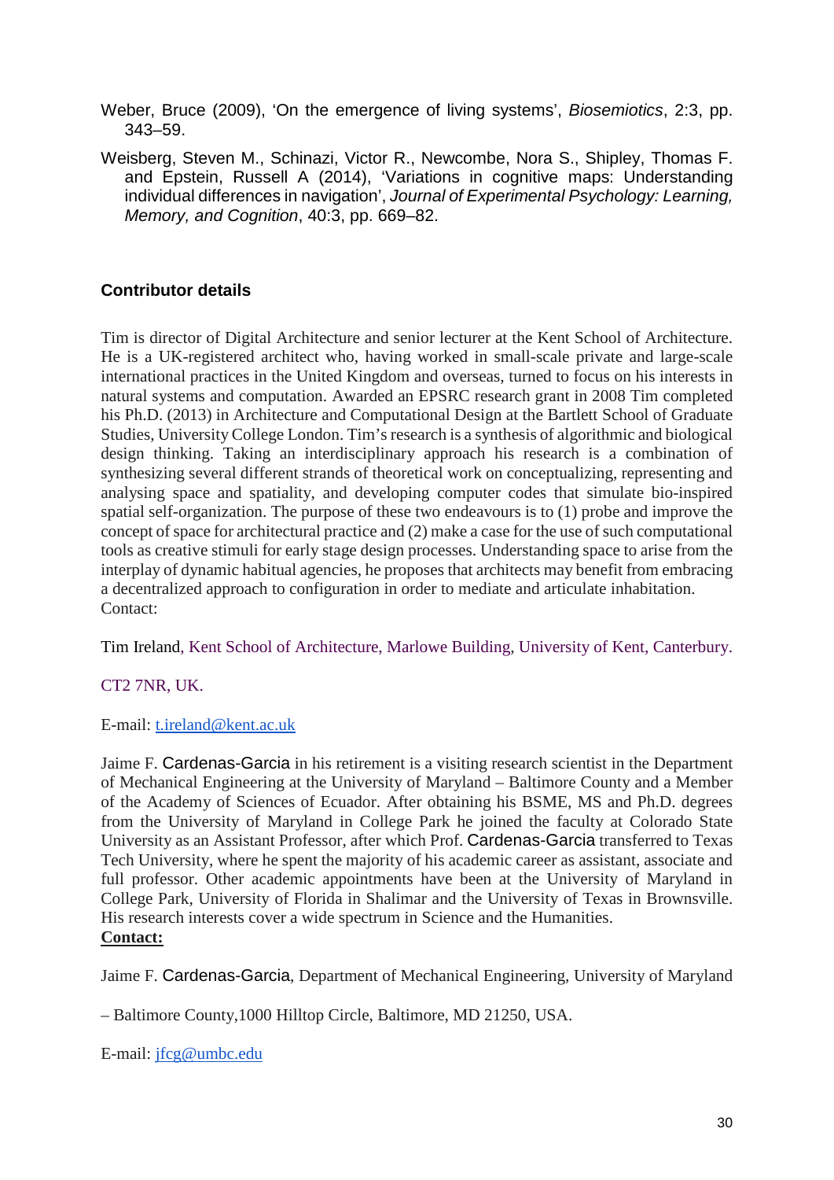Weber, Bruce (2009), 'On the emergence of living systems', *Biosemiotics*, 2:3, pp. 343–59.

Weisberg, Steven M., Schinazi, Victor R., Newcombe, Nora S., Shipley, Thomas F. and Epstein, Russell A (2014), 'Variations in cognitive maps: Understanding individual differences in navigation', *Journal of Experimental Psychology: Learning, Memory, and Cognition*, 40:3, pp. 669–82.

## Contributor details

Tim is director of Digital Architecture and senior lecturer at the Kent School of Architecture. He is a UK-registered architect who, having worked in small-scale private and large-scale international practices in the United Kingdom and overseas, turned to focus on his interests in natural systems and computation. Awarded an EPSRC research grant in 2008 Tim completed his Ph.D. (2013) in Architecture and Computational Design at the Bartlett School of Graduate Studies, University College London. Tim's research is a synthesis of algorithmic and biological design thinking. Taking an interdisciplinary approach his research is a combination of synthesizing several different strands of theoretical work on conceptualizing, representing and analysing space and spatiality, and developing computer codes that simulate bio-inspired spatial self-organization. The purpose of these two endeavours is to (1) probe and improve the concept of space for architectural practice and (2) make a case for the use of such computational tools as creative stimuli for early stage design processes. Understanding space to arise from the interplay of dynamic habitual agencies, he proposes that architects may benefit from embracing a decentralized approach to configuration in order to mediate and articulate inhabitation.
Contact:

Tim Ireland, Kent School of Architecture, Marlowe Building, University of Kent, Canterbury.

CT2 7NR, UK.

E-mail: t.ireland@kent.ac.uk

Jaime F. Cardenas-Garcia in his retirement is a visiting research scientist in the Department of Mechanical Engineering at the University of Maryland – Baltimore County and a Member of the Academy of Sciences of Ecuador. After obtaining his BSME, MS and Ph.D. degrees from the University of Maryland in College Park he joined the faculty at Colorado State University as an Assistant Professor, after which Prof. Cardenas-Garcia transferred to Texas Tech University, where he spent the majority of his academic career as assistant, associate and full professor. Other academic appointments have been at the University of Maryland in College Park, University of Florida in Shalimar and the University of Texas in Brownsville. His research interests cover a wide spectrum in Science and the Humanities.
**Contact:**

Jaime F. Cardenas-Garcia, Department of Mechanical Engineering, University of Maryland

– Baltimore County,1000 Hilltop Circle, Baltimore, MD 21250, USA.

E-mail: jfcg@umbc.edu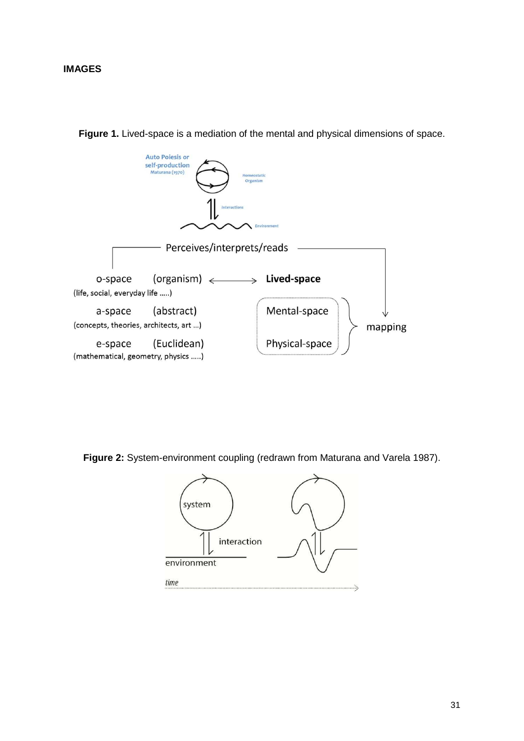**IMAGES**

**Figure 1.** Lived-space is a mediation of the mental and physical dimensions of space.

**Figure 2:** System-environment coupling (redrawn from Maturana and Varela 1987).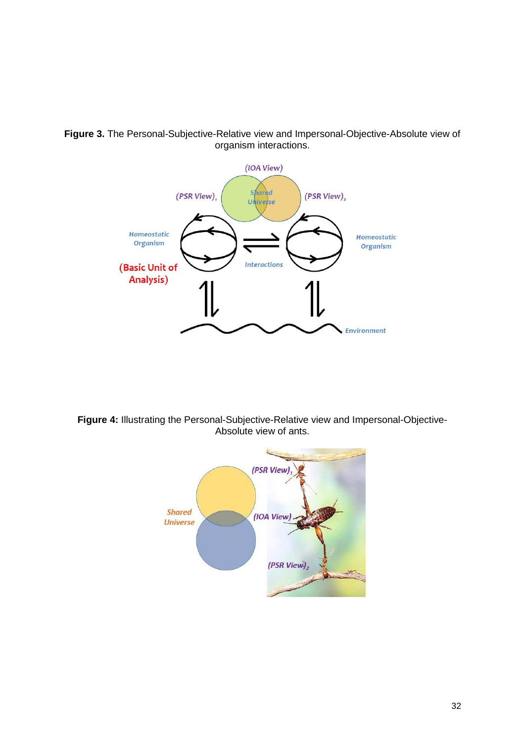**Figure 3.** The Personal-Subjective-Relative view and Impersonal-Objective-Absolute view of organism interactions.

**Figure 4:** Illustrating the Personal-Subjective-Relative view and Impersonal-Objective-Absolute view of ants.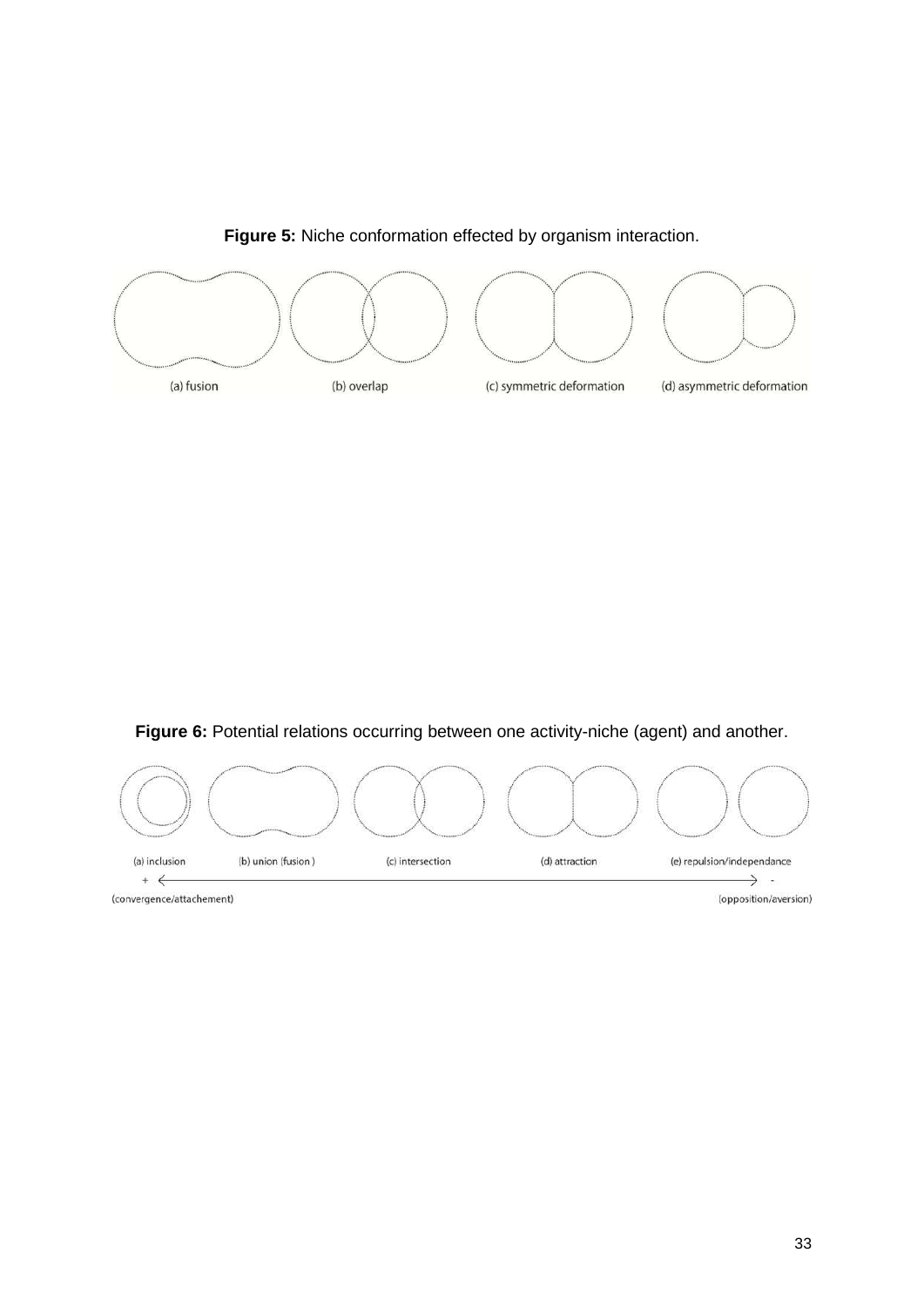**Figure 5:** Niche conformation effected by organism interaction.

(a) fusion (b) overlap (c) symmetric deformation (d) asymmetric deformation

**Figure 6:** Potential relations occurring between one activity-niche (agent) and another.

(a) inclusion (b) union (fusion ) (c) intersection (d) attraction (e) repulsion/independance

\+ ← → -

(convergence/attachement) (opposition/aversion)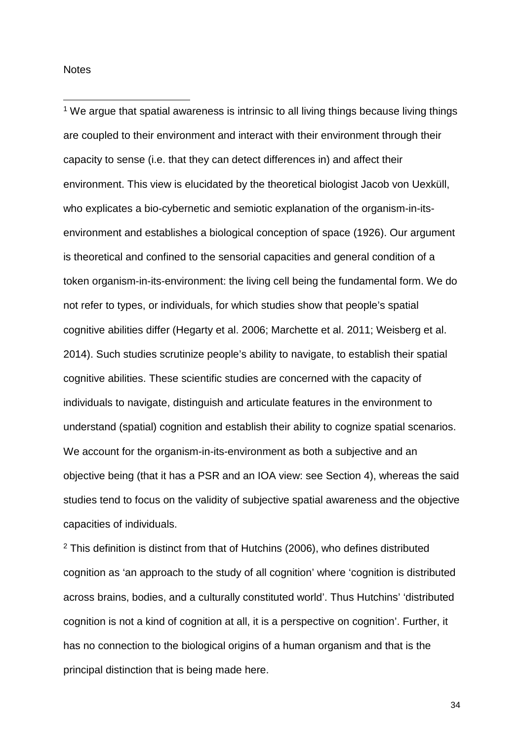Notes

[1] We argue that spatial awareness is intrinsic to all living things because living things are coupled to their environment and interact with their environment through their capacity to sense (i.e. that they can detect differences in) and affect their environment. This view is elucidated by the theoretical biologist Jacob von Uexküll, who explicates a bio-cybernetic and semiotic explanation of the organism-in-its-environment and establishes a biological conception of space (1926). Our argument is theoretical and confined to the sensorial capacities and general condition of a token organism-in-its-environment: the living cell being the fundamental form. We do not refer to types, or individuals, for which studies show that people's spatial cognitive abilities differ (Hegarty et al. 2006; Marchette et al. 2011; Weisberg et al. 2014). Such studies scrutinize people's ability to navigate, to establish their spatial cognitive abilities. These scientific studies are concerned with the capacity of individuals to navigate, distinguish and articulate features in the environment to understand (spatial) cognition and establish their ability to cognize spatial scenarios. We account for the organism-in-its-environment as both a subjective and an objective being (that it has a PSR and an IOA view: see Section 4), whereas the said studies tend to focus on the validity of subjective spatial awareness and the objective capacities of individuals.

[2] This definition is distinct from that of Hutchins (2006), who defines distributed cognition as 'an approach to the study of all cognition' where 'cognition is distributed across brains, bodies, and a culturally constituted world'. Thus Hutchins' 'distributed cognition is not a kind of cognition at all, it is a perspective on cognition'. Further, it has no connection to the biological origins of a human organism and that is the principal distinction that is being made here.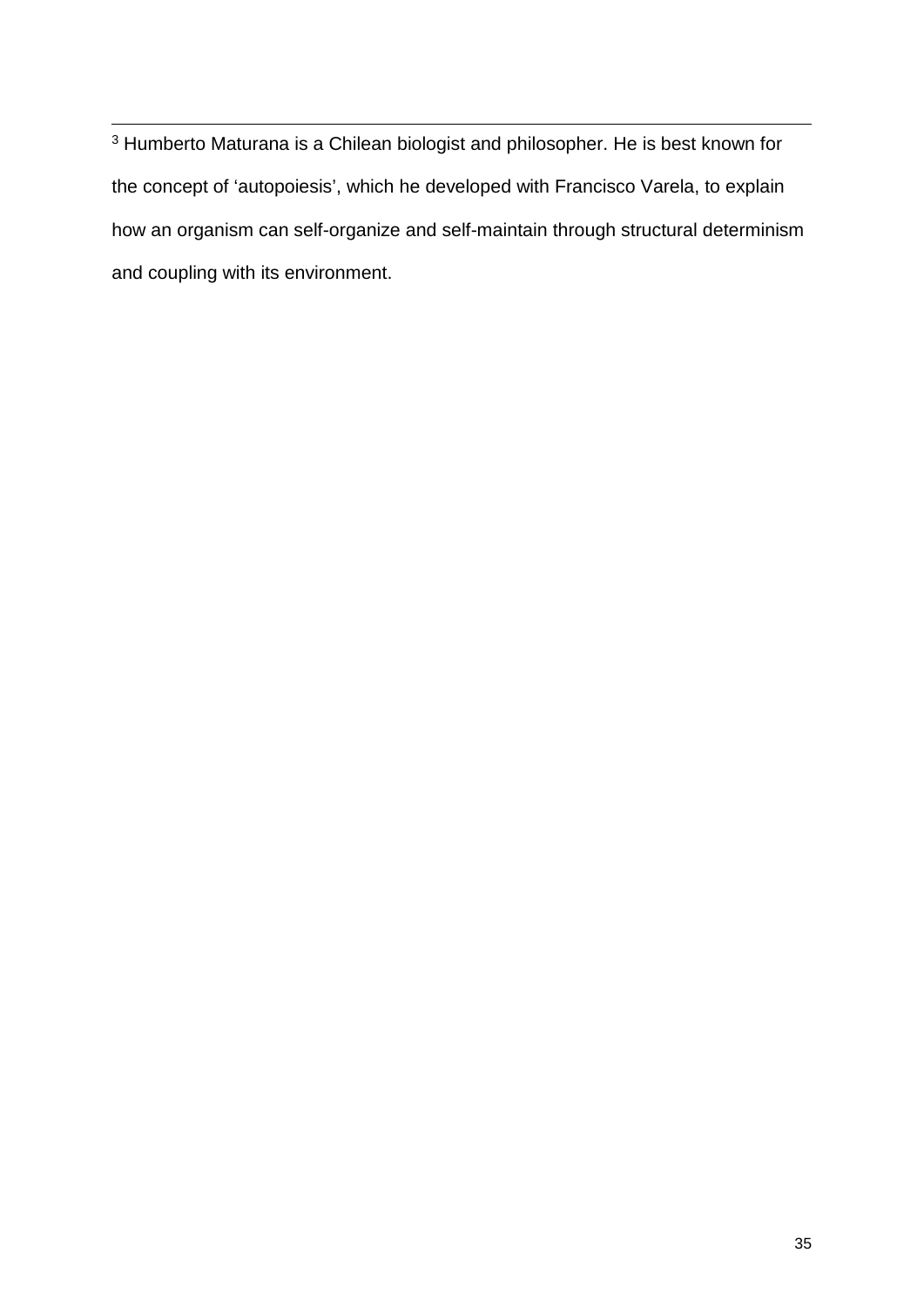[3] Humberto Maturana is a Chilean biologist and philosopher. He is best known for the concept of 'autopoiesis', which he developed with Francisco Varela, to explain how an organism can self-organize and self-maintain through structural determinism and coupling with its environment.